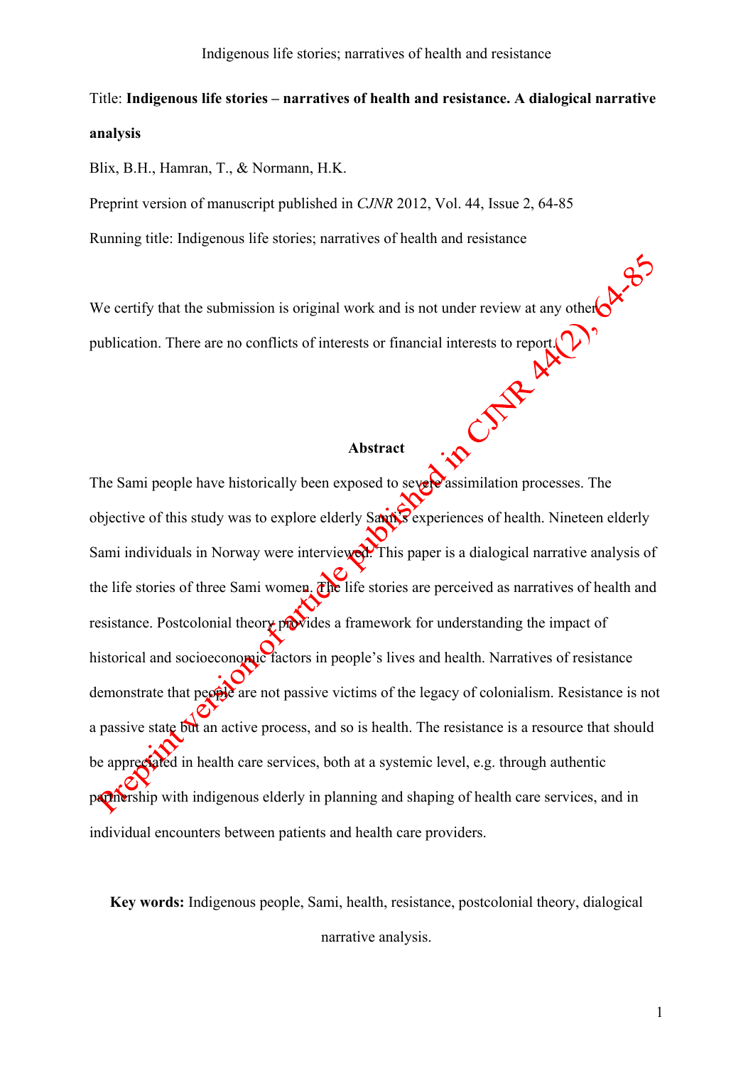Title: **Indigenous life stories – narratives of health and resistance. A dialogical narrative analysis**

Blix, B.H., Hamran, T., & Normann, H.K.

Preprint version of manuscript published in *CJNR* 2012, Vol. 44, Issue 2, 64-85

Running title: Indigenous life stories; narratives of health and resistance

We certify that the submission is original work and is not under review at any other publication. There are no conflicts of interests or financial interests to report.

## Abstract

The Sami people have historically been exposed to severe assimilation processes. The objective of this study was to explore elderly Sami's experiences of health. Nineteen elderly Sami individuals in Norway were interviewed. This paper is a dialogical narrative analysis of the life stories of three Sami women. The life stories are perceived as narratives of health and resistance. Postcolonial theory provides a framework for understanding the impact of historical and socioeconomic factors in people's lives and health. Narratives of resistance demonstrate that people are not passive victims of the legacy of colonialism. Resistance is not a passive state but an active process, and so is health. The resistance is a resource that should be appreciated in health care services, both at a systemic level, e.g. through authentic partnership with indigenous elderly in planning and shaping of health care services, and in individual encounters between patients and health care providers.

**Key words:** Indigenous people, Sami, health, resistance, postcolonial theory, dialogical narrative analysis.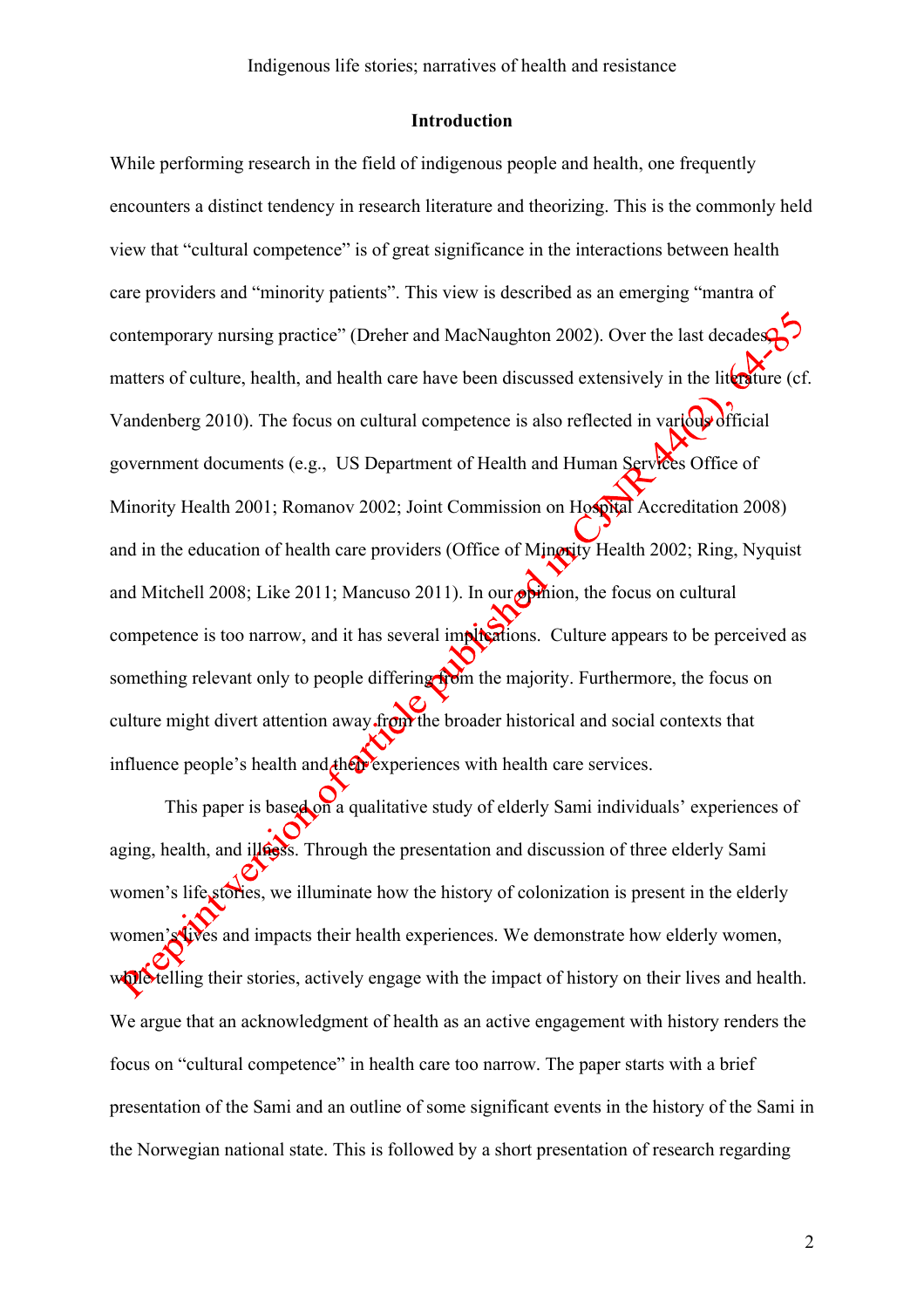## Introduction

While performing research in the field of indigenous people and health, one frequently encounters a distinct tendency in research literature and theorizing. This is the commonly held view that "cultural competence" is of great significance in the interactions between health care providers and "minority patients". This view is described as an emerging "mantra of contemporary nursing practice" (Dreher and MacNaughton 2002). Over the last decades, matters of culture, health, and health care have been discussed extensively in the literature (cf. Vandenberg 2010). The focus on cultural competence is also reflected in various official government documents (e.g., US Department of Health and Human Services Office of Minority Health 2001; Romanov 2002; Joint Commission on Hospital Accreditation 2008) and in the education of health care providers (Office of Minority Health 2002; Ring, Nyquist and Mitchell 2008; Like 2011; Mancuso 2011). In our opinion, the focus on cultural competence is too narrow, and it has several implications. Culture appears to be perceived as something relevant only to people differing from the majority. Furthermore, the focus on culture might divert attention away from the broader historical and social contexts that influence people's health and their experiences with health care services.

This paper is based on a qualitative study of elderly Sami individuals' experiences of aging, health, and illness. Through the presentation and discussion of three elderly Sami women's life stories, we illuminate how the history of colonization is present in the elderly women's lives and impacts their health experiences. We demonstrate how elderly women, while telling their stories, actively engage with the impact of history on their lives and health. We argue that an acknowledgment of health as an active engagement with history renders the focus on "cultural competence" in health care too narrow. The paper starts with a brief presentation of the Sami and an outline of some significant events in the history of the Sami in the Norwegian national state. This is followed by a short presentation of research regarding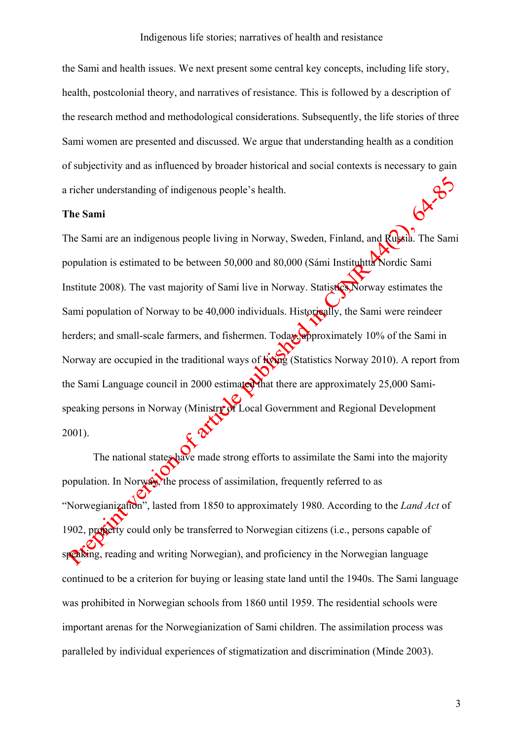the Sami and health issues. We next present some central key concepts, including life story, health, postcolonial theory, and narratives of resistance. This is followed by a description of the research method and methodological considerations. Subsequently, the life stories of three Sami women are presented and discussed. We argue that understanding health as a condition of subjectivity and as influenced by broader historical and social contexts is necessary to gain a richer understanding of indigenous people's health.

**The Sami**

The Sami are an indigenous people living in Norway, Sweden, Finland, and Russia. The Sami population is estimated to be between 50,000 and 80,000 (Sámi Instituhtta Nordic Sami Institute 2008). The vast majority of Sami live in Norway. Statistics Norway estimates the Sami population of Norway to be 40,000 individuals. Historically, the Sami were reindeer herders; and small-scale farmers, and fishermen. Today, approximately 10% of the Sami in Norway are occupied in the traditional ways of living (Statistics Norway 2010). A report from the Sami Language council in 2000 estimated that there are approximately 25,000 Sami-speaking persons in Norway (Ministry of Local Government and Regional Development 2001).

The national states have made strong efforts to assimilate the Sami into the majority population. In Norway, the process of assimilation, frequently referred to as "Norwegianization", lasted from 1850 to approximately 1980. According to the *Land Act* of 1902, property could only be transferred to Norwegian citizens (i.e., persons capable of speaking, reading and writing Norwegian), and proficiency in the Norwegian language continued to be a criterion for buying or leasing state land until the 1940s. The Sami language was prohibited in Norwegian schools from 1860 until 1959. The residential schools were important arenas for the Norwegianization of Sami children. The assimilation process was paralleled by individual experiences of stigmatization and discrimination (Minde 2003).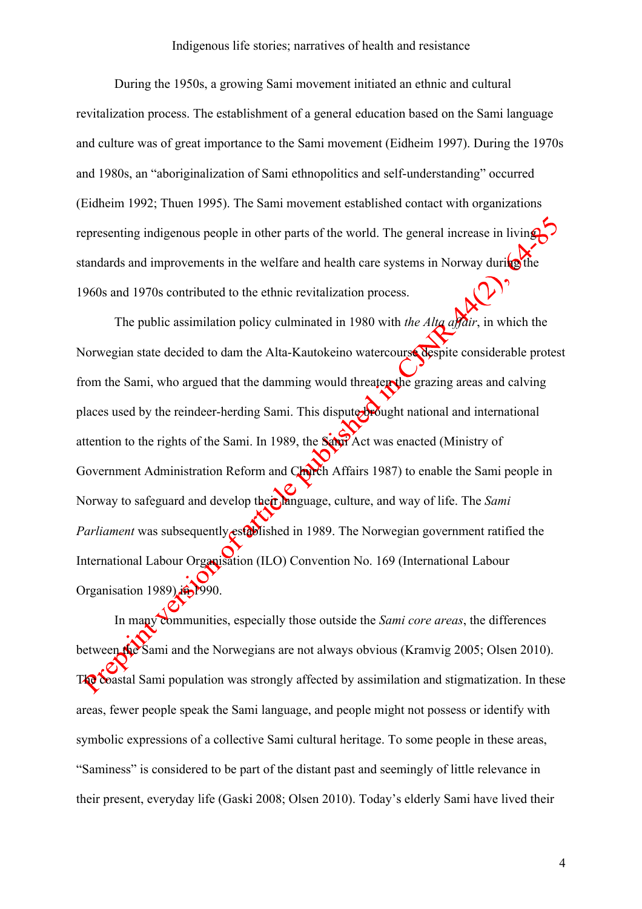During the 1950s, a growing Sami movement initiated an ethnic and cultural revitalization process. The establishment of a general education based on the Sami language and culture was of great importance to the Sami movement (Eidheim 1997). During the 1970s and 1980s, an "aboriginalization of Sami ethnopolitics and self-understanding" occurred (Eidheim 1992; Thuen 1995). The Sami movement established contact with organizations representing indigenous people in other parts of the world. The general increase in living standards and improvements in the welfare and health care systems in Norway during the 1960s and 1970s contributed to the ethnic revitalization process.

The public assimilation policy culminated in 1980 with *the Alta affair*, in which the Norwegian state decided to dam the Alta-Kautokeino watercourse despite considerable protest from the Sami, who argued that the damming would threaten the grazing areas and calving places used by the reindeer-herding Sami. This dispute brought national and international attention to the rights of the Sami. In 1989, the Sami Act was enacted (Ministry of Government Administration Reform and Church Affairs 1987) to enable the Sami people in Norway to safeguard and develop their language, culture, and way of life. The *Sami Parliament* was subsequently established in 1989. The Norwegian government ratified the International Labour Organisation (ILO) Convention No. 169 (International Labour Organisation 1989) in 1990.

In many communities, especially those outside the *Sami core areas*, the differences between the Sami and the Norwegians are not always obvious (Kramvig 2005; Olsen 2010). The coastal Sami population was strongly affected by assimilation and stigmatization. In these areas, fewer people speak the Sami language, and people might not possess or identify with symbolic expressions of a collective Sami cultural heritage. To some people in these areas, "Saminess" is considered to be part of the distant past and seemingly of little relevance in their present, everyday life (Gaski 2008; Olsen 2010). Today's elderly Sami have lived their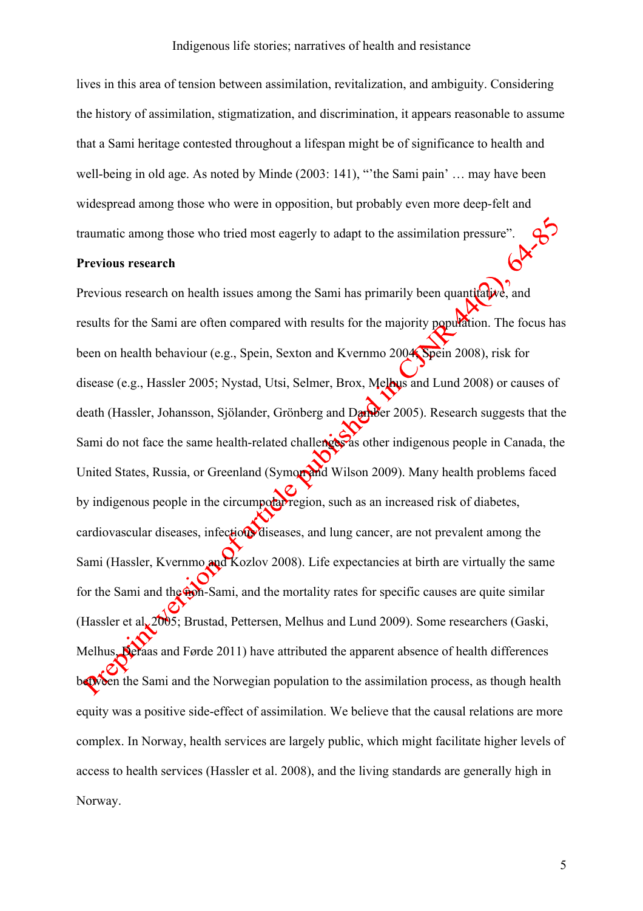lives in this area of tension between assimilation, revitalization, and ambiguity. Considering the history of assimilation, stigmatization, and discrimination, it appears reasonable to assume that a Sami heritage contested throughout a lifespan might be of significance to health and well-being in old age. As noted by Minde (2003: 141), "'the Sami pain' … may have been widespread among those who were in opposition, but probably even more deep-felt and traumatic among those who tried most eagerly to adapt to the assimilation pressure".

**Previous research**

Previous research on health issues among the Sami has primarily been quantitative, and results for the Sami are often compared with results for the majority population. The focus has been on health behaviour (e.g., Spein, Sexton and Kvernmo 2004; Spein 2008), risk for disease (e.g., Hassler 2005; Nystad, Utsi, Selmer, Brox, Melhus and Lund 2008) or causes of death (Hassler, Johansson, Sjölander, Grönberg and Damber 2005). Research suggests that the Sami do not face the same health-related challenges as other indigenous people in Canada, the United States, Russia, or Greenland (Symon and Wilson 2009). Many health problems faced by indigenous people in the circumpolar region, such as an increased risk of diabetes, cardiovascular diseases, infectious diseases, and lung cancer, are not prevalent among the Sami (Hassler, Kvernmo and Kozlov 2008). Life expectancies at birth are virtually the same for the Sami and the non-Sami, and the mortality rates for specific causes are quite similar (Hassler et al. 2005; Brustad, Pettersen, Melhus and Lund 2009). Some researchers (Gaski, Melhus, Deraas and Førde 2011) have attributed the apparent absence of health differences between the Sami and the Norwegian population to the assimilation process, as though health equity was a positive side-effect of assimilation. We believe that the causal relations are more complex. In Norway, health services are largely public, which might facilitate higher levels of access to health services (Hassler et al. 2008), and the living standards are generally high in Norway.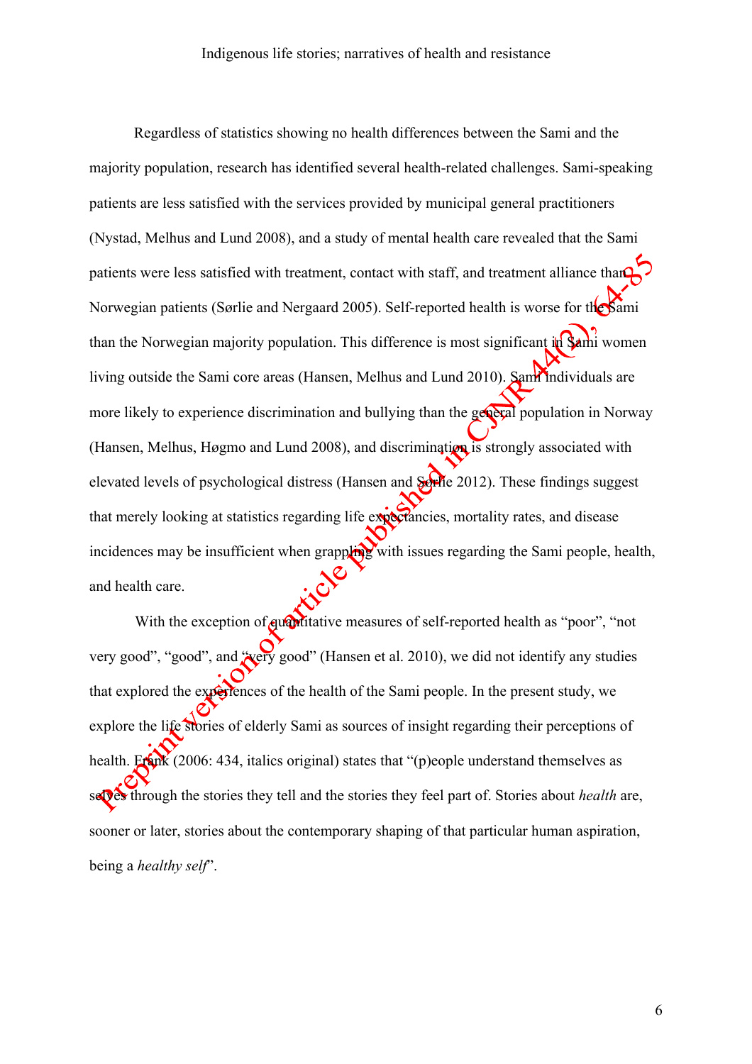Regardless of statistics showing no health differences between the Sami and the majority population, research has identified several health-related challenges. Sami-speaking patients are less satisfied with the services provided by municipal general practitioners (Nystad, Melhus and Lund 2008), and a study of mental health care revealed that the Sami patients were less satisfied with treatment, contact with staff, and treatment alliance than Norwegian patients (Sørlie and Nergaard 2005). Self-reported health is worse for the Sami than the Norwegian majority population. This difference is most significant in Sami women living outside the Sami core areas (Hansen, Melhus and Lund 2010). Sami individuals are more likely to experience discrimination and bullying than the general population in Norway (Hansen, Melhus, Høgmo and Lund 2008), and discrimination is strongly associated with elevated levels of psychological distress (Hansen and Sørlie 2012). These findings suggest that merely looking at statistics regarding life expectancies, mortality rates, and disease incidences may be insufficient when grappling with issues regarding the Sami people, health, and health care.

With the exception of quantitative measures of self-reported health as "poor", "not very good", "good", and "very good" (Hansen et al. 2010), we did not identify any studies that explored the experiences of the health of the Sami people. In the present study, we explore the life stories of elderly Sami as sources of insight regarding their perceptions of health. Frank (2006: 434, italics original) states that "(p)eople understand themselves as selves through the stories they tell and the stories they feel part of. Stories about *health* are, sooner or later, stories about the contemporary shaping of that particular human aspiration, being a *healthy self*".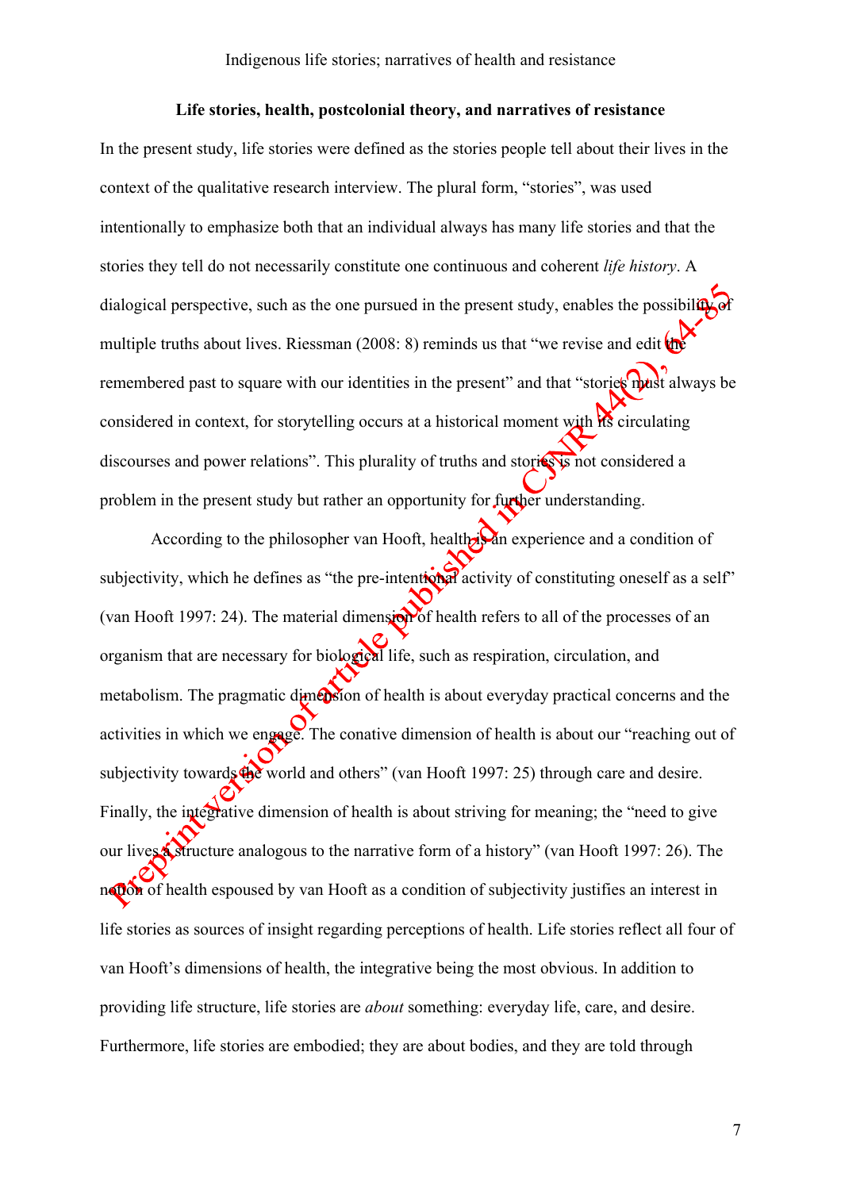**Life stories, health, postcolonial theory, and narratives of resistance**

In the present study, life stories were defined as the stories people tell about their lives in the context of the qualitative research interview. The plural form, "stories", was used intentionally to emphasize both that an individual always has many life stories and that the stories they tell do not necessarily constitute one continuous and coherent *life history*. A dialogical perspective, such as the one pursued in the present study, enables the possibility of multiple truths about lives. Riessman (2008: 8) reminds us that "we revise and edit the remembered past to square with our identities in the present" and that "stories must always be considered in context, for storytelling occurs at a historical moment with its circulating discourses and power relations". This plurality of truths and stories is not considered a problem in the present study but rather an opportunity for further understanding.

According to the philosopher van Hooft, health is an experience and a condition of subjectivity, which he defines as "the pre-intentional activity of constituting oneself as a self" (van Hooft 1997: 24). The material dimension of health refers to all of the processes of an organism that are necessary for biological life, such as respiration, circulation, and metabolism. The pragmatic dimension of health is about everyday practical concerns and the activities in which we engage. The conative dimension of health is about our "reaching out of subjectivity towards the world and others" (van Hooft 1997: 25) through care and desire. Finally, the integrative dimension of health is about striving for meaning; the "need to give our lives a structure analogous to the narrative form of a history" (van Hooft 1997: 26). The notion of health espoused by van Hooft as a condition of subjectivity justifies an interest in life stories as sources of insight regarding perceptions of health. Life stories reflect all four of van Hooft's dimensions of health, the integrative being the most obvious. In addition to providing life structure, life stories are *about* something: everyday life, care, and desire. Furthermore, life stories are embodied; they are about bodies, and they are told through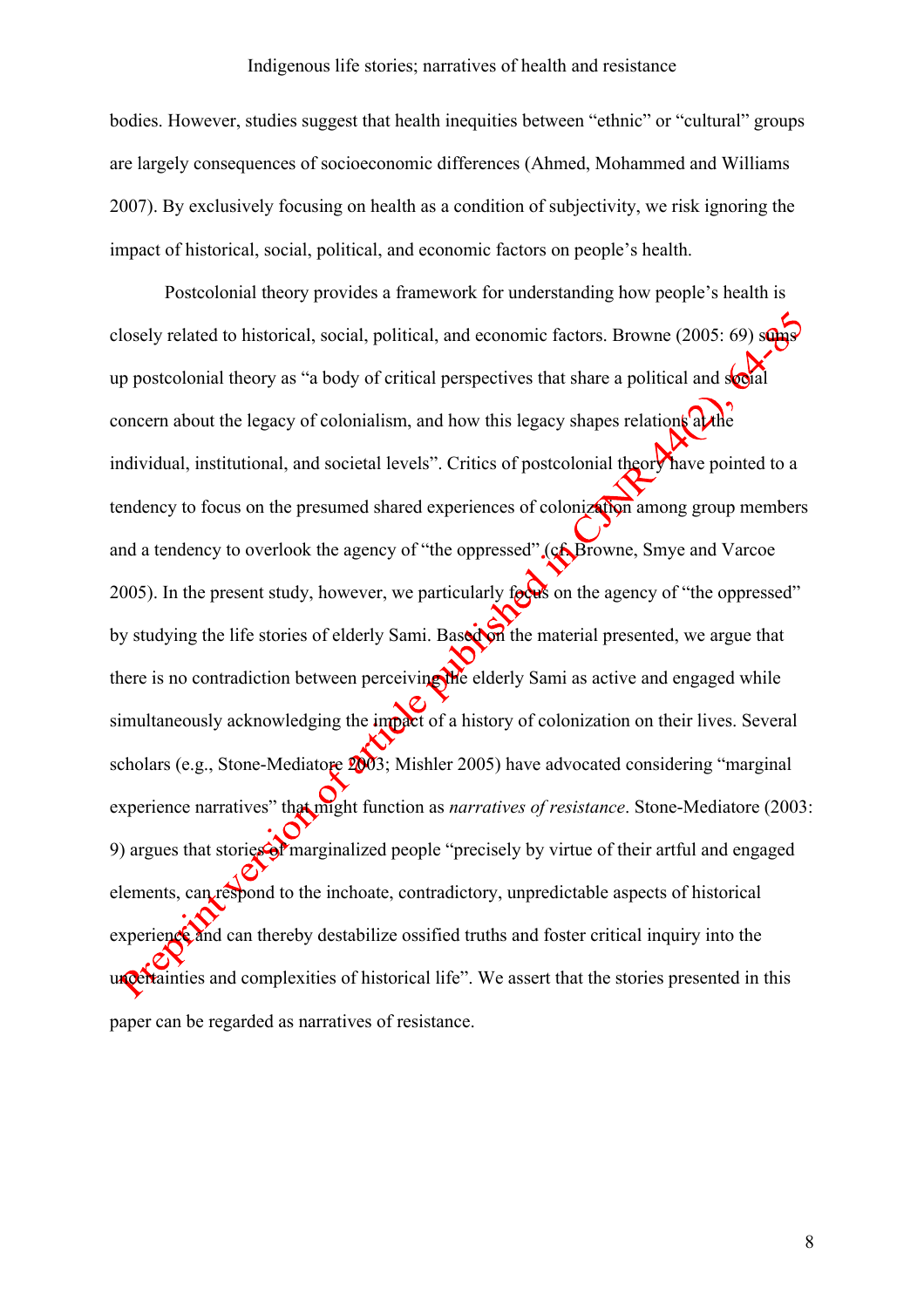bodies. However, studies suggest that health inequities between "ethnic" or "cultural" groups are largely consequences of socioeconomic differences (Ahmed, Mohammed and Williams 2007). By exclusively focusing on health as a condition of subjectivity, we risk ignoring the impact of historical, social, political, and economic factors on people's health.

Postcolonial theory provides a framework for understanding how people's health is closely related to historical, social, political, and economic factors. Browne (2005: 69) sums up postcolonial theory as "a body of critical perspectives that share a political and social concern about the legacy of colonialism, and how this legacy shapes relations at the individual, institutional, and societal levels". Critics of postcolonial theory have pointed to a tendency to focus on the presumed shared experiences of colonization among group members and a tendency to overlook the agency of "the oppressed" (cf. Browne, Smye and Varcoe 2005). In the present study, however, we particularly focus on the agency of "the oppressed" by studying the life stories of elderly Sami. Based on the material presented, we argue that there is no contradiction between perceiving the elderly Sami as active and engaged while simultaneously acknowledging the impact of a history of colonization on their lives. Several scholars (e.g., Stone-Mediatore 2003; Mishler 2005) have advocated considering "marginal experience narratives" that might function as *narratives of resistance*. Stone-Mediatore (2003: 9) argues that stories of marginalized people "precisely by virtue of their artful and engaged elements, can respond to the inchoate, contradictory, unpredictable aspects of historical experience and can thereby destabilize ossified truths and foster critical inquiry into the uncertainties and complexities of historical life". We assert that the stories presented in this paper can be regarded as narratives of resistance.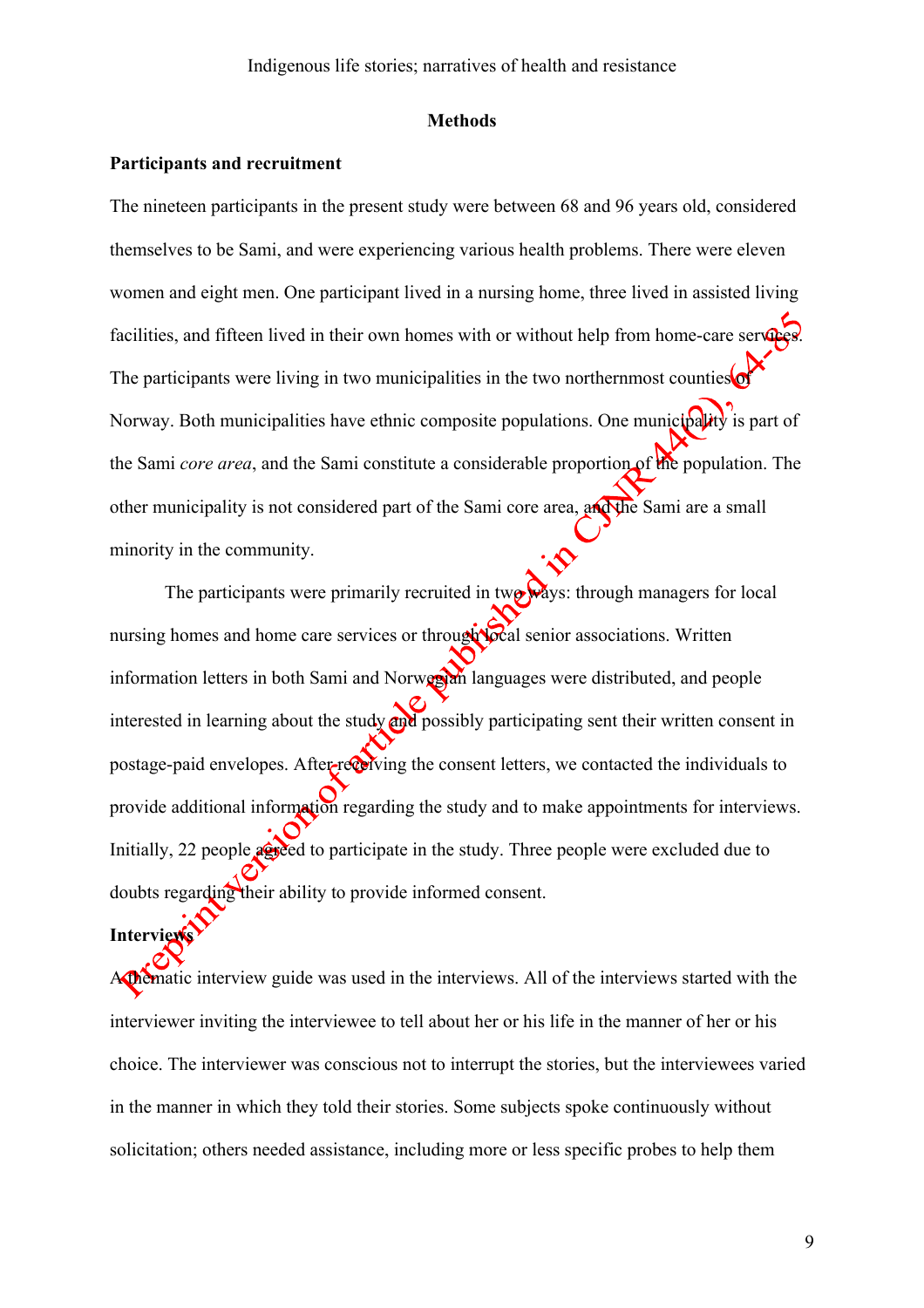## Methods

### Participants and recruitment

The nineteen participants in the present study were between 68 and 96 years old, considered themselves to be Sami, and were experiencing various health problems. There were eleven women and eight men. One participant lived in a nursing home, three lived in assisted living facilities, and fifteen lived in their own homes with or without help from home-care services. The participants were living in two municipalities in the two northernmost counties of Norway. Both municipalities have ethnic composite populations. One municipality is part of the Sami *core area*, and the Sami constitute a considerable proportion of the population. The other municipality is not considered part of the Sami core area, and the Sami are a small minority in the community.

The participants were primarily recruited in two ways: through managers for local nursing homes and home care services or through local senior associations. Written information letters in both Sami and Norwegian languages were distributed, and people interested in learning about the study and possibly participating sent their written consent in postage-paid envelopes. After receiving the consent letters, we contacted the individuals to provide additional information regarding the study and to make appointments for interviews. Initially, 22 people agreed to participate in the study. Three people were excluded due to doubts regarding their ability to provide informed consent.

### Interviews

A thematic interview guide was used in the interviews. All of the interviews started with the interviewer inviting the interviewee to tell about her or his life in the manner of her or his choice. The interviewer was conscious not to interrupt the stories, but the interviewees varied in the manner in which they told their stories. Some subjects spoke continuously without solicitation; others needed assistance, including more or less specific probes to help them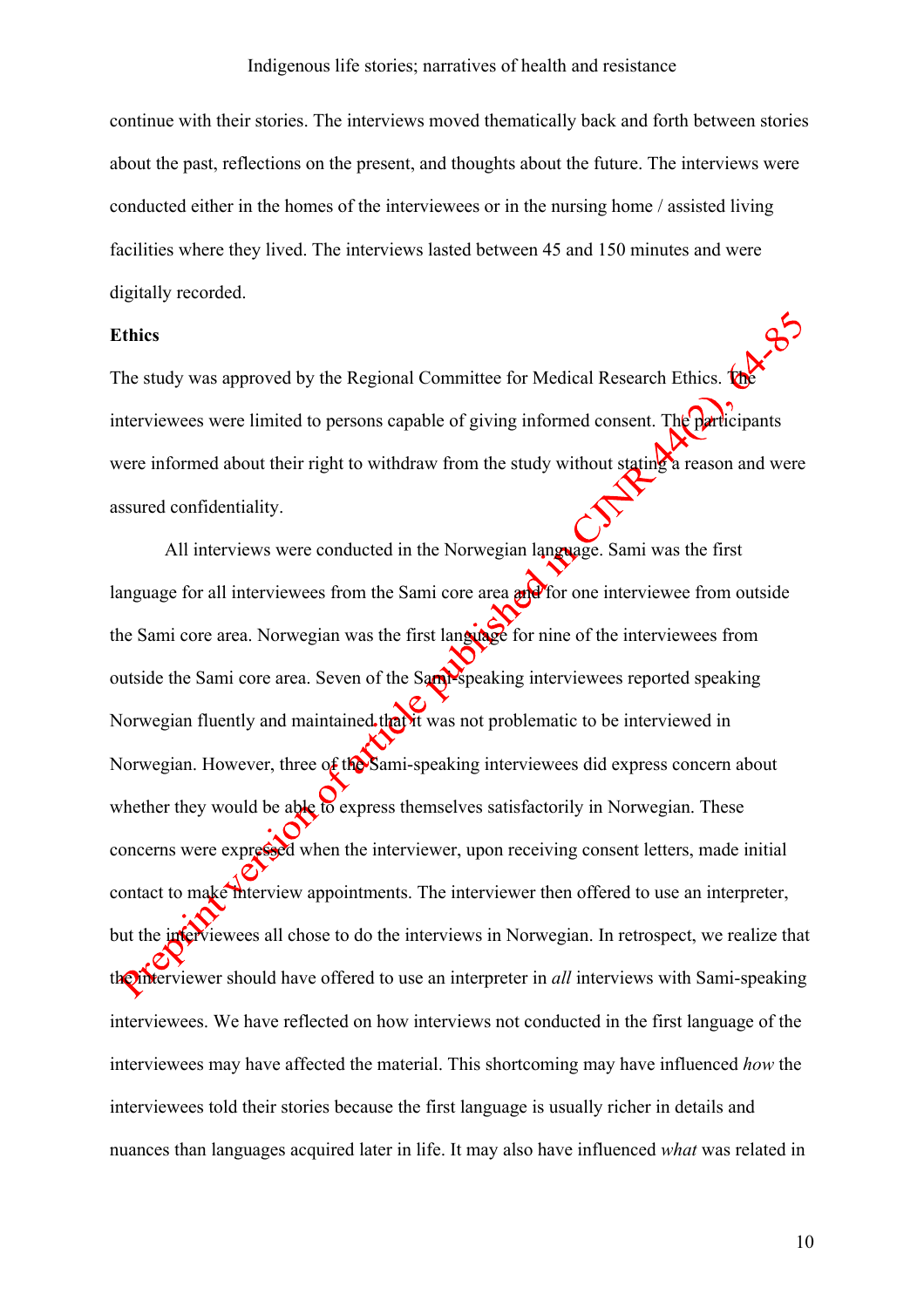continue with their stories. The interviews moved thematically back and forth between stories about the past, reflections on the present, and thoughts about the future. The interviews were conducted either in the homes of the interviewees or in the nursing home / assisted living facilities where they lived. The interviews lasted between 45 and 150 minutes and were digitally recorded.

**Ethics**

The study was approved by the Regional Committee for Medical Research Ethics. The interviewees were limited to persons capable of giving informed consent. The participants were informed about their right to withdraw from the study without stating a reason and were assured confidentiality.

All interviews were conducted in the Norwegian language. Sami was the first language for all interviewees from the Sami core area and for one interviewee from outside the Sami core area. Norwegian was the first language for nine of the interviewees from outside the Sami core area. Seven of the Sami-speaking interviewees reported speaking Norwegian fluently and maintained that it was not problematic to be interviewed in Norwegian. However, three of the Sami-speaking interviewees did express concern about whether they would be able to express themselves satisfactorily in Norwegian. These concerns were expressed when the interviewer, upon receiving consent letters, made initial contact to make interview appointments. The interviewer then offered to use an interpreter, but the interviewees all chose to do the interviews in Norwegian. In retrospect, we realize that the interviewer should have offered to use an interpreter in *all* interviews with Sami-speaking interviewees. We have reflected on how interviews not conducted in the first language of the interviewees may have affected the material. This shortcoming may have influenced *how* the interviewees told their stories because the first language is usually richer in details and nuances than languages acquired later in life. It may also have influenced *what* was related in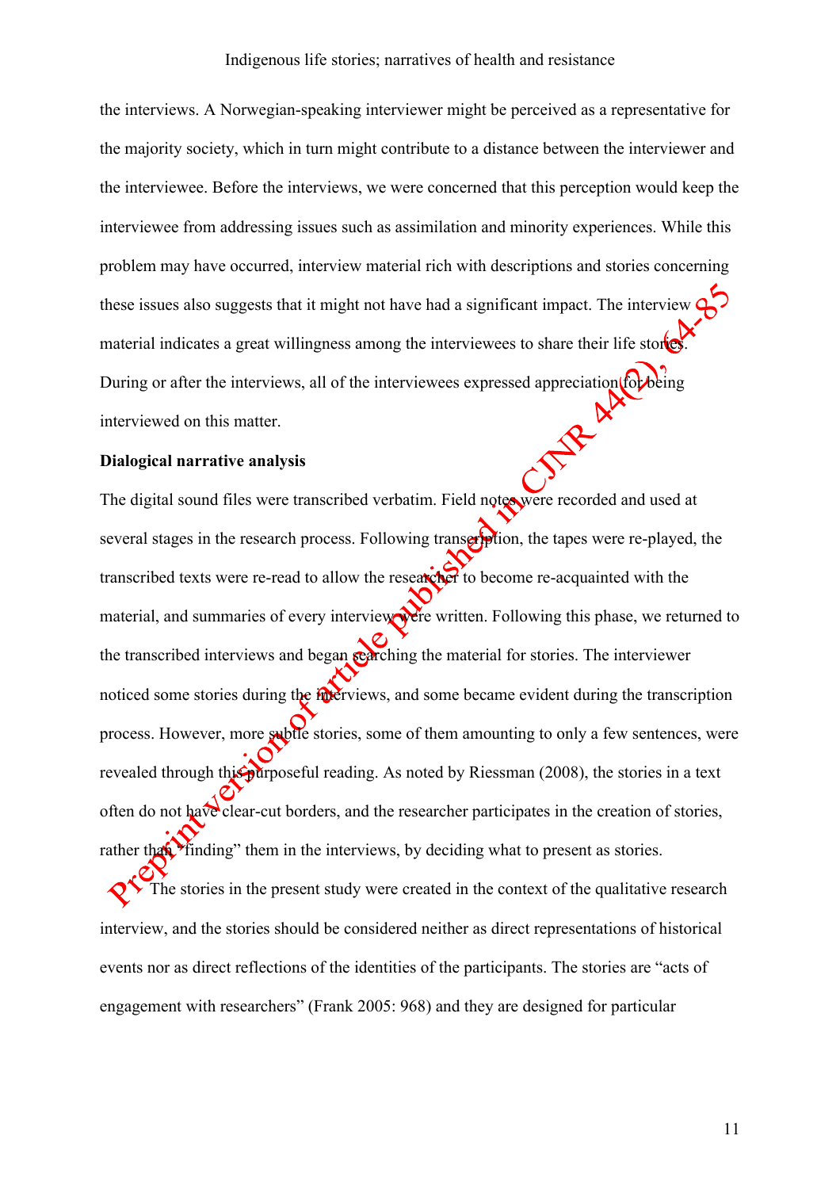the interviews. A Norwegian-speaking interviewer might be perceived as a representative for the majority society, which in turn might contribute to a distance between the interviewer and the interviewee. Before the interviews, we were concerned that this perception would keep the interviewee from addressing issues such as assimilation and minority experiences. While this problem may have occurred, interview material rich with descriptions and stories concerning these issues also suggests that it might not have had a significant impact. The interview material indicates a great willingness among the interviewees to share their life stories. During or after the interviews, all of the interviewees expressed appreciation for being interviewed on this matter.

**Dialogical narrative analysis**

The digital sound files were transcribed verbatim. Field notes were recorded and used at several stages in the research process. Following transcription, the tapes were re-played, the transcribed texts were re-read to allow the researcher to become re-acquainted with the material, and summaries of every interview were written. Following this phase, we returned to the transcribed interviews and began searching the material for stories. The interviewer noticed some stories during the interviews, and some became evident during the transcription process. However, more subtle stories, some of them amounting to only a few sentences, were revealed through this purposeful reading. As noted by Riessman (2008), the stories in a text often do not have clear-cut borders, and the researcher participates in the creation of stories, rather than "finding" them in the interviews, by deciding what to present as stories.

The stories in the present study were created in the context of the qualitative research interview, and the stories should be considered neither as direct representations of historical events nor as direct reflections of the identities of the participants. The stories are "acts of engagement with researchers" (Frank 2005: 968) and they are designed for particular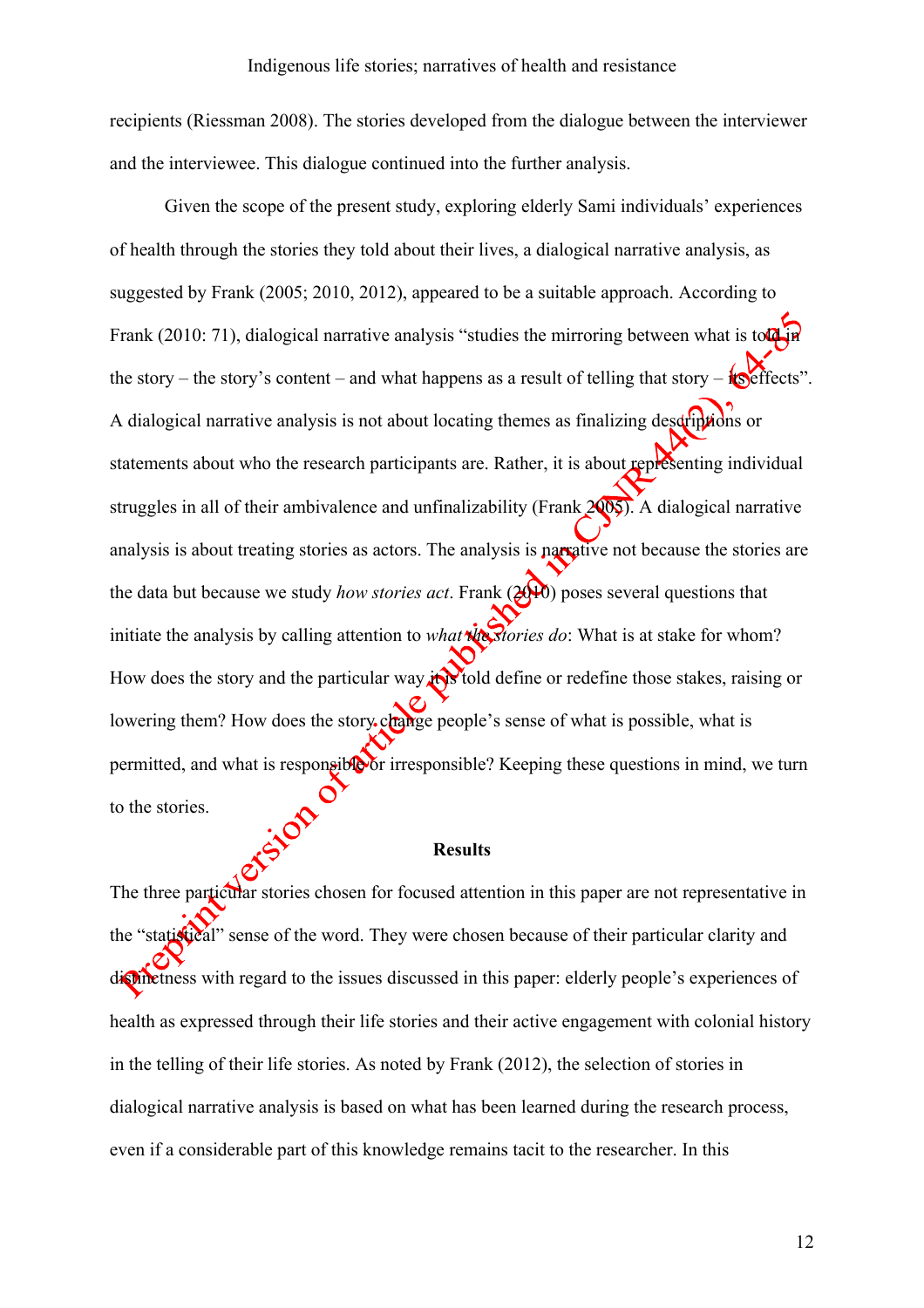recipients (Riessman 2008). The stories developed from the dialogue between the interviewer and the interviewee. This dialogue continued into the further analysis.

Given the scope of the present study, exploring elderly Sami individuals' experiences of health through the stories they told about their lives, a dialogical narrative analysis, as suggested by Frank (2005; 2010, 2012), appeared to be a suitable approach. According to Frank (2010: 71), dialogical narrative analysis "studies the mirroring between what is told in the story – the story's content – and what happens as a result of telling that story – its effects". A dialogical narrative analysis is not about locating themes as finalizing descriptions or statements about who the research participants are. Rather, it is about representing individual struggles in all of their ambivalence and unfinalizability (Frank 2005). A dialogical narrative analysis is about treating stories as actors. The analysis is narrative not because the stories are the data but because we study *how stories act*. Frank (2010) poses several questions that initiate the analysis by calling attention to *what the stories do*: What is at stake for whom? How does the story and the particular way it is told define or redefine those stakes, raising or lowering them? How does the story change people's sense of what is possible, what is permitted, and what is responsible or irresponsible? Keeping these questions in mind, we turn to the stories.

## Results

The three particular stories chosen for focused attention in this paper are not representative in the "statistical" sense of the word. They were chosen because of their particular clarity and distinctness with regard to the issues discussed in this paper: elderly people's experiences of health as expressed through their life stories and their active engagement with colonial history in the telling of their life stories. As noted by Frank (2012), the selection of stories in dialogical narrative analysis is based on what has been learned during the research process, even if a considerable part of this knowledge remains tacit to the researcher. In this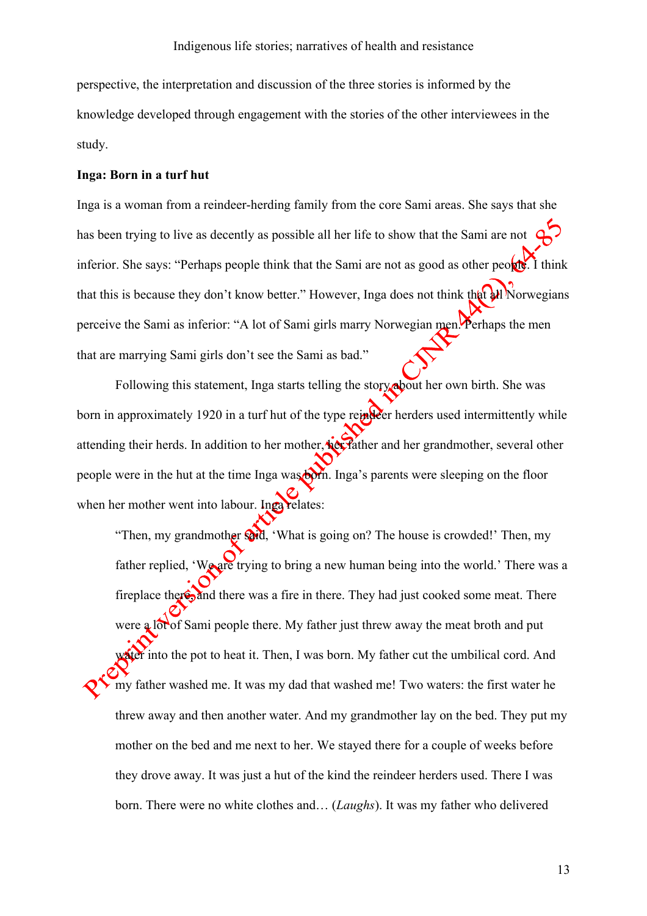perspective, the interpretation and discussion of the three stories is informed by the knowledge developed through engagement with the stories of the other interviewees in the study.

**Inga: Born in a turf hut**

Inga is a woman from a reindeer-herding family from the core Sami areas. She says that she has been trying to live as decently as possible all her life to show that the Sami are not inferior. She says: "Perhaps people think that the Sami are not as good as other people. I think that this is because they don't know better." However, Inga does not think that all Norwegians perceive the Sami as inferior: "A lot of Sami girls marry Norwegian men. Perhaps the men that are marrying Sami girls don't see the Sami as bad."

Following this statement, Inga starts telling the story about her own birth. She was born in approximately 1920 in a turf hut of the type reindeer herders used intermittently while attending their herds. In addition to her mother, her father and her grandmother, several other people were in the hut at the time Inga was born. Inga's parents were sleeping on the floor when her mother went into labour. Inga relates:

> "Then, my grandmother said, 'What is going on? The house is crowded!' Then, my father replied, 'We are trying to bring a new human being into the world.' There was a fireplace there, and there was a fire in there. They had just cooked some meat. There were a lot of Sami people there. My father just threw away the meat broth and put water into the pot to heat it. Then, I was born. My father cut the umbilical cord. And my father washed me. It was my dad that washed me! Two waters: the first water he threw away and then another water. And my grandmother lay on the bed. They put my mother on the bed and me next to her. We stayed there for a couple of weeks before they drove away. It was just a hut of the kind the reindeer herders used. There I was born. There were no white clothes and… (*Laughs*). It was my father who delivered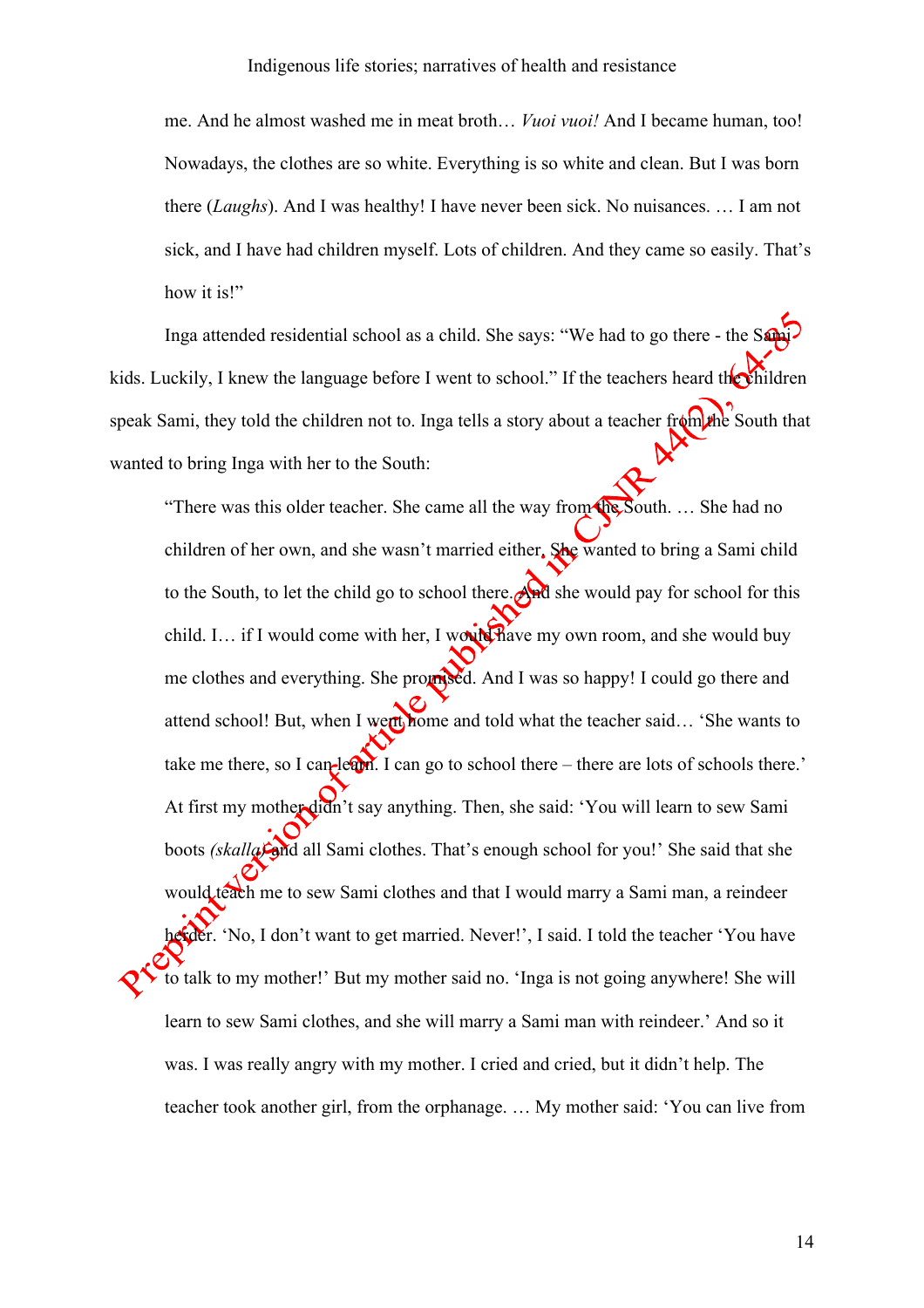me. And he almost washed me in meat broth… *Vuoi vuoi!* And I became human, too! Nowadays, the clothes are so white. Everything is so white and clean. But I was born there (*Laughs*). And I was healthy! I have never been sick. No nuisances. … I am not sick, and I have had children myself. Lots of children. And they came so easily. That's how it is!"

Inga attended residential school as a child. She says: "We had to go there - the Sami kids. Luckily, I knew the language before I went to school." If the teachers heard the children speak Sami, they told the children not to. Inga tells a story about a teacher from the South that wanted to bring Inga with her to the South:

> "There was this older teacher. She came all the way from the South. … She had no children of her own, and she wasn't married either. She wanted to bring a Sami child to the South, to let the child go to school there. And she would pay for school for this child. I… if I would come with her, I would have my own room, and she would buy me clothes and everything. She promised. And I was so happy! I could go there and attend school! But, when I went home and told what the teacher said… 'She wants to take me there, so I can learn. I can go to school there – there are lots of schools there.' At first my mother didn't say anything. Then, she said: 'You will learn to sew Sami boots *(skalla)* and all Sami clothes. That's enough school for you!' She said that she would teach me to sew Sami clothes and that I would marry a Sami man, a reindeer herder. 'No, I don't want to get married. Never!', I said. I told the teacher 'You have to talk to my mother!' But my mother said no. 'Inga is not going anywhere! She will learn to sew Sami clothes, and she will marry a Sami man with reindeer.' And so it was. I was really angry with my mother. I cried and cried, but it didn't help. The teacher took another girl, from the orphanage. … My mother said: 'You can live from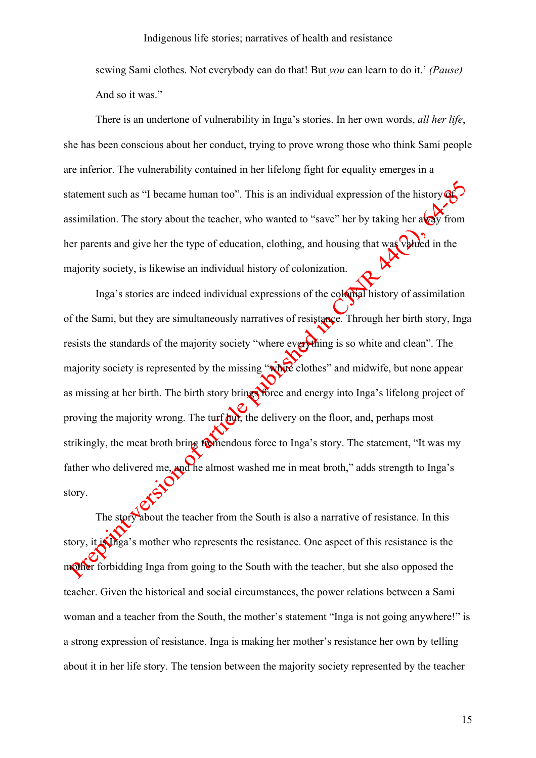sewing Sami clothes. Not everybody can do that! But *you* can learn to do it.' *(Pause)* And so it was."

There is an undertone of vulnerability in Inga's stories. In her own words, *all her life*, she has been conscious about her conduct, trying to prove wrong those who think Sami people are inferior. The vulnerability contained in her lifelong fight for equality emerges in a statement such as "I became human too". This is an individual expression of the history of assimilation. The story about the teacher, who wanted to "save" her by taking her away from her parents and give her the type of education, clothing, and housing that was valued in the majority society, is likewise an individual history of colonization.

Inga's stories are indeed individual expressions of the colonial history of assimilation of the Sami, but they are simultaneously narratives of resistance. Through her birth story, Inga resists the standards of the majority society "where everything is so white and clean". The majority society is represented by the missing "white clothes" and midwife, but none appear as missing at her birth. The birth story brings force and energy into Inga's lifelong project of proving the majority wrong. The turf hut, the delivery on the floor, and, perhaps most strikingly, the meat broth bring tremendous force to Inga's story. The statement, "It was my father who delivered me, and he almost washed me in meat broth," adds strength to Inga's story.

The story about the teacher from the South is also a narrative of resistance. In this story, it is Inga's mother who represents the resistance. One aspect of this resistance is the mother forbidding Inga from going to the South with the teacher, but she also opposed the teacher. Given the historical and social circumstances, the power relations between a Sami woman and a teacher from the South, the mother's statement "Inga is not going anywhere!" is a strong expression of resistance. Inga is making her mother's resistance her own by telling about it in her life story. The tension between the majority society represented by the teacher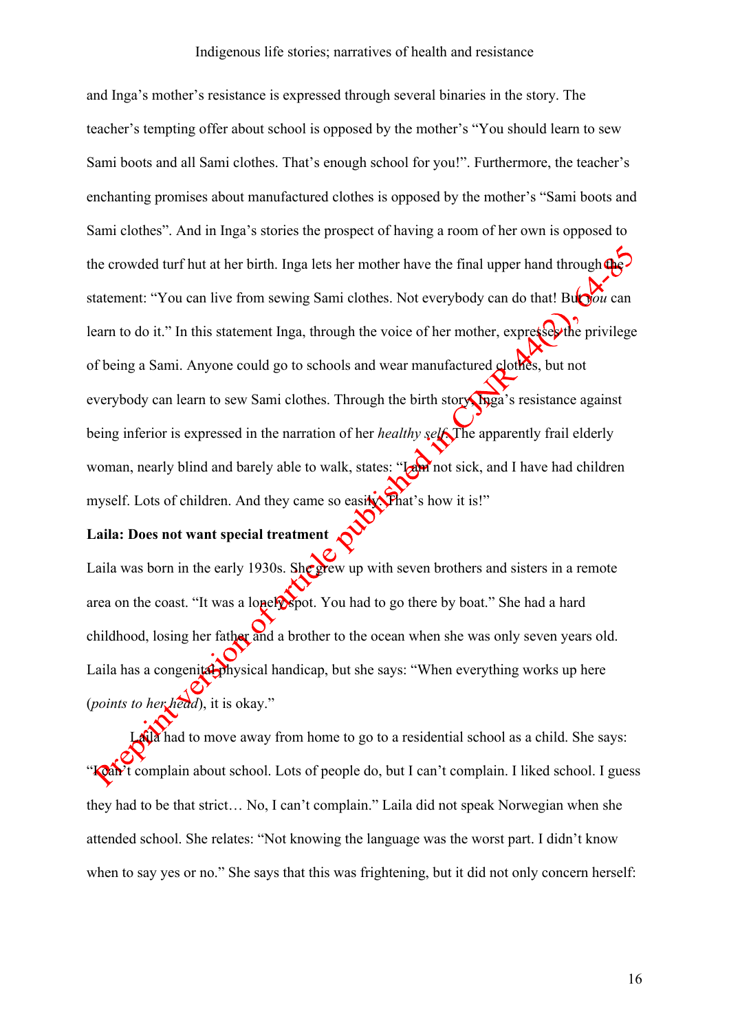and Inga's mother's resistance is expressed through several binaries in the story. The teacher's tempting offer about school is opposed by the mother's "You should learn to sew Sami boots and all Sami clothes. That's enough school for you!". Furthermore, the teacher's enchanting promises about manufactured clothes is opposed by the mother's "Sami boots and Sami clothes". And in Inga's stories the prospect of having a room of her own is opposed to the crowded turf hut at her birth. Inga lets her mother have the final upper hand through the statement: "You can live from sewing Sami clothes. Not everybody can do that! But *you* can learn to do it." In this statement Inga, through the voice of her mother, expresses the privilege of being a Sami. Anyone could go to schools and wear manufactured clothes, but not everybody can learn to sew Sami clothes. Through the birth story, Inga's resistance against being inferior is expressed in the narration of her *healthy self*. The apparently frail elderly woman, nearly blind and barely able to walk, states: "I am not sick, and I have had children myself. Lots of children. And they came so easily. That's how it is!"

**Laila: Does not want special treatment**

Laila was born in the early 1930s. She grew up with seven brothers and sisters in a remote area on the coast. "It was a lonely spot. You had to go there by boat." She had a hard childhood, losing her father and a brother to the ocean when she was only seven years old. Laila has a congenital physical handicap, but she says: "When everything works up here (*points to her head*), it is okay."

Laila had to move away from home to go to a residential school as a child. She says: "I can't complain about school. Lots of people do, but I can't complain. I liked school. I guess they had to be that strict… No, I can't complain." Laila did not speak Norwegian when she attended school. She relates: "Not knowing the language was the worst part. I didn't know when to say yes or no." She says that this was frightening, but it did not only concern herself: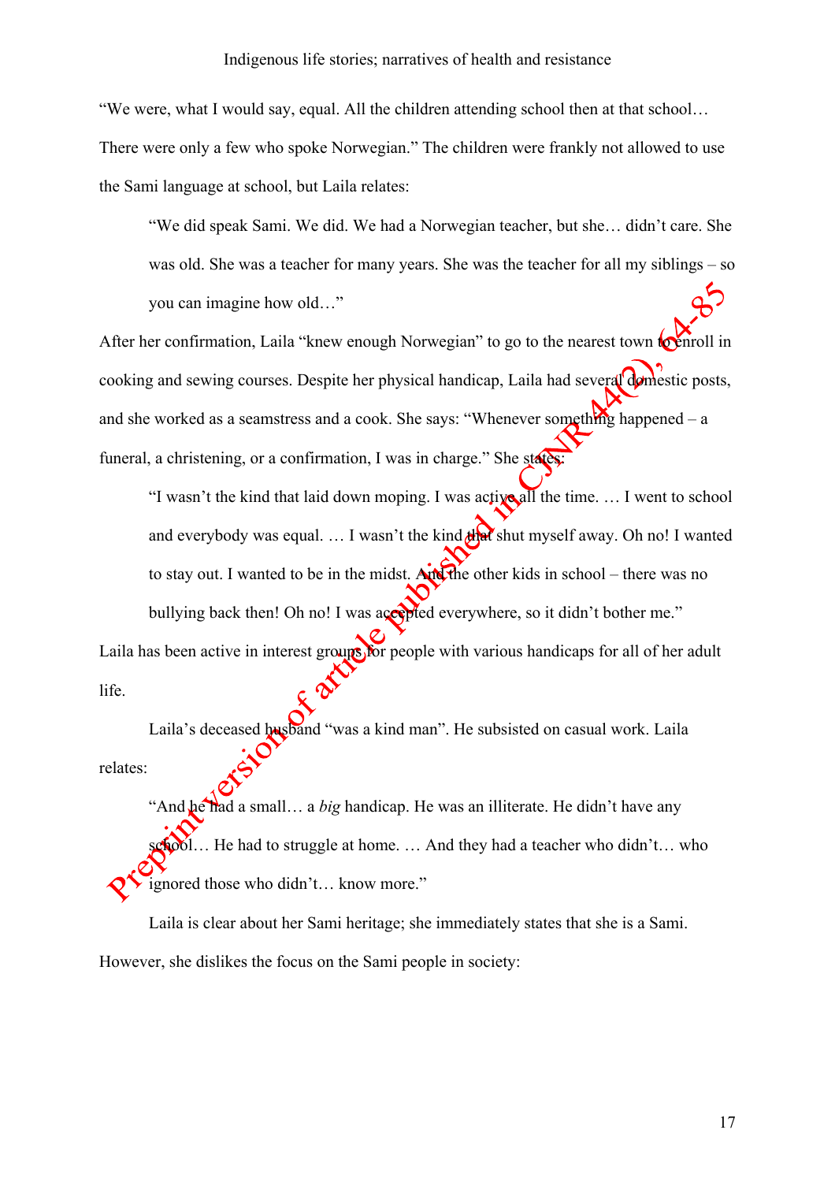"We were, what I would say, equal. All the children attending school then at that school… There were only a few who spoke Norwegian." The children were frankly not allowed to use the Sami language at school, but Laila relates:

> "We did speak Sami. We did. We had a Norwegian teacher, but she… didn't care. She was old. She was a teacher for many years. She was the teacher for all my siblings – so you can imagine how old…"

After her confirmation, Laila "knew enough Norwegian" to go to the nearest town to enroll in cooking and sewing courses. Despite her physical handicap, Laila had several domestic posts, and she worked as a seamstress and a cook. She says: "Whenever something happened – a funeral, a christening, or a confirmation, I was in charge." She states:

> "I wasn't the kind that laid down moping. I was active all the time. … I went to school and everybody was equal. … I wasn't the kind that shut myself away. Oh no! I wanted to stay out. I wanted to be in the midst. And the other kids in school – there was no bullying back then! Oh no! I was accepted everywhere, so it didn't bother me."

Laila has been active in interest groups for people with various handicaps for all of her adult life.

Laila's deceased husband "was a kind man". He subsisted on casual work. Laila relates:

> "And he had a small… a *big* handicap. He was an illiterate. He didn't have any school… He had to struggle at home. … And they had a teacher who didn't… who ignored those who didn't… know more."

Laila is clear about her Sami heritage; she immediately states that she is a Sami. However, she dislikes the focus on the Sami people in society: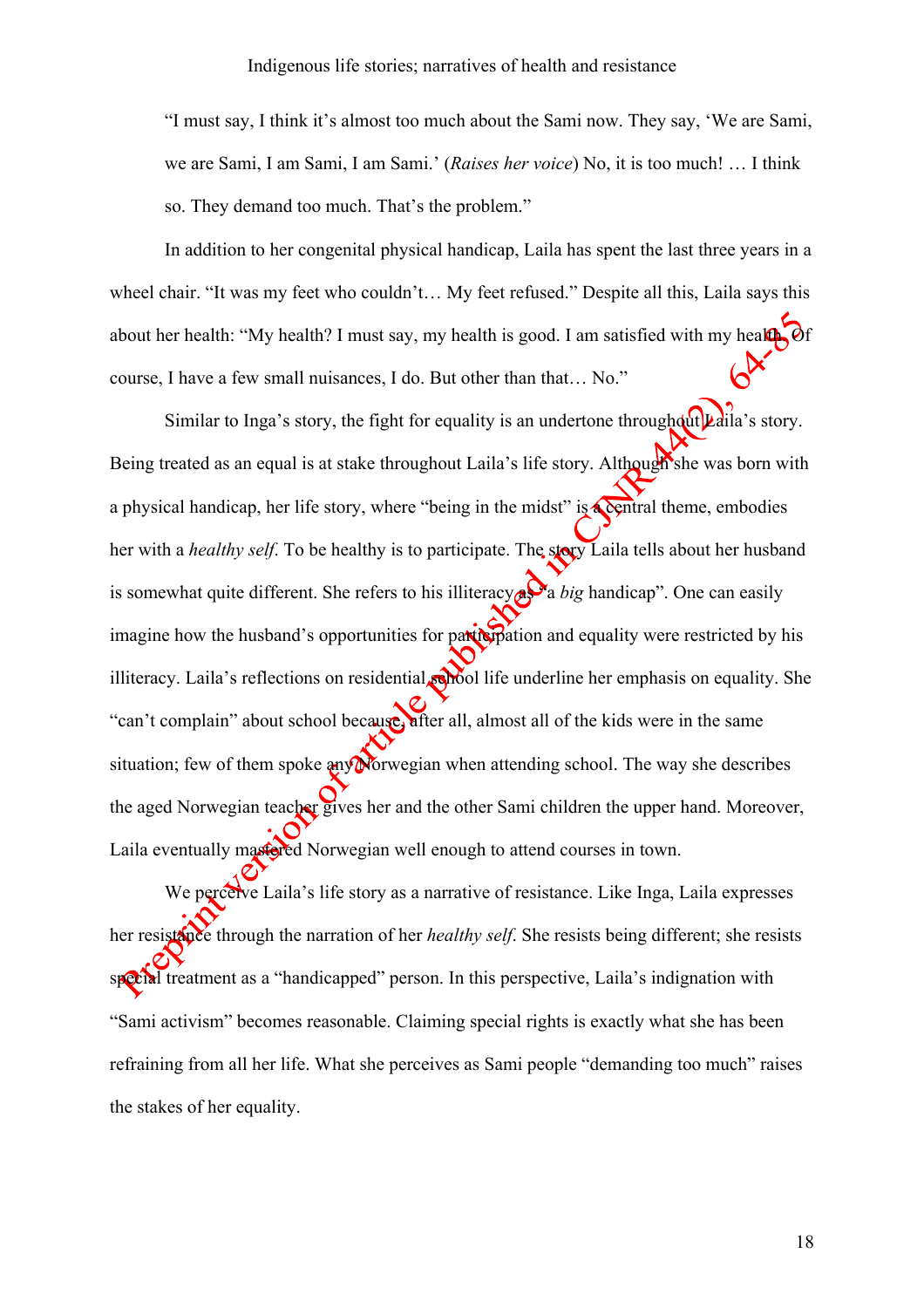"I must say, I think it's almost too much about the Sami now. They say, 'We are Sami, we are Sami, I am Sami, I am Sami.' (*Raises her voice*) No, it is too much! … I think so. They demand too much. That's the problem."

In addition to her congenital physical handicap, Laila has spent the last three years in a wheel chair. "It was my feet who couldn't… My feet refused." Despite all this, Laila says this about her health: "My health? I must say, my health is good. I am satisfied with my health. Of course, I have a few small nuisances, I do. But other than that… No."

Similar to Inga's story, the fight for equality is an undertone throughout Laila's story. Being treated as an equal is at stake throughout Laila's life story. Although she was born with a physical handicap, her life story, where "being in the midst" is a central theme, embodies her with a *healthy self*. To be healthy is to participate. The story Laila tells about her husband is somewhat quite different. She refers to his illiteracy as "a *big* handicap". One can easily imagine how the husband's opportunities for participation and equality were restricted by his illiteracy. Laila's reflections on residential school life underline her emphasis on equality. She "can't complain" about school because, after all, almost all of the kids were in the same situation; few of them spoke any Norwegian when attending school. The way she describes the aged Norwegian teacher gives her and the other Sami children the upper hand. Moreover, Laila eventually mastered Norwegian well enough to attend courses in town.

We perceive Laila's life story as a narrative of resistance. Like Inga, Laila expresses her resistance through the narration of her *healthy self*. She resists being different; she resists special treatment as a "handicapped" person. In this perspective, Laila's indignation with "Sami activism" becomes reasonable. Claiming special rights is exactly what she has been refraining from all her life. What she perceives as Sami people "demanding too much" raises the stakes of her equality.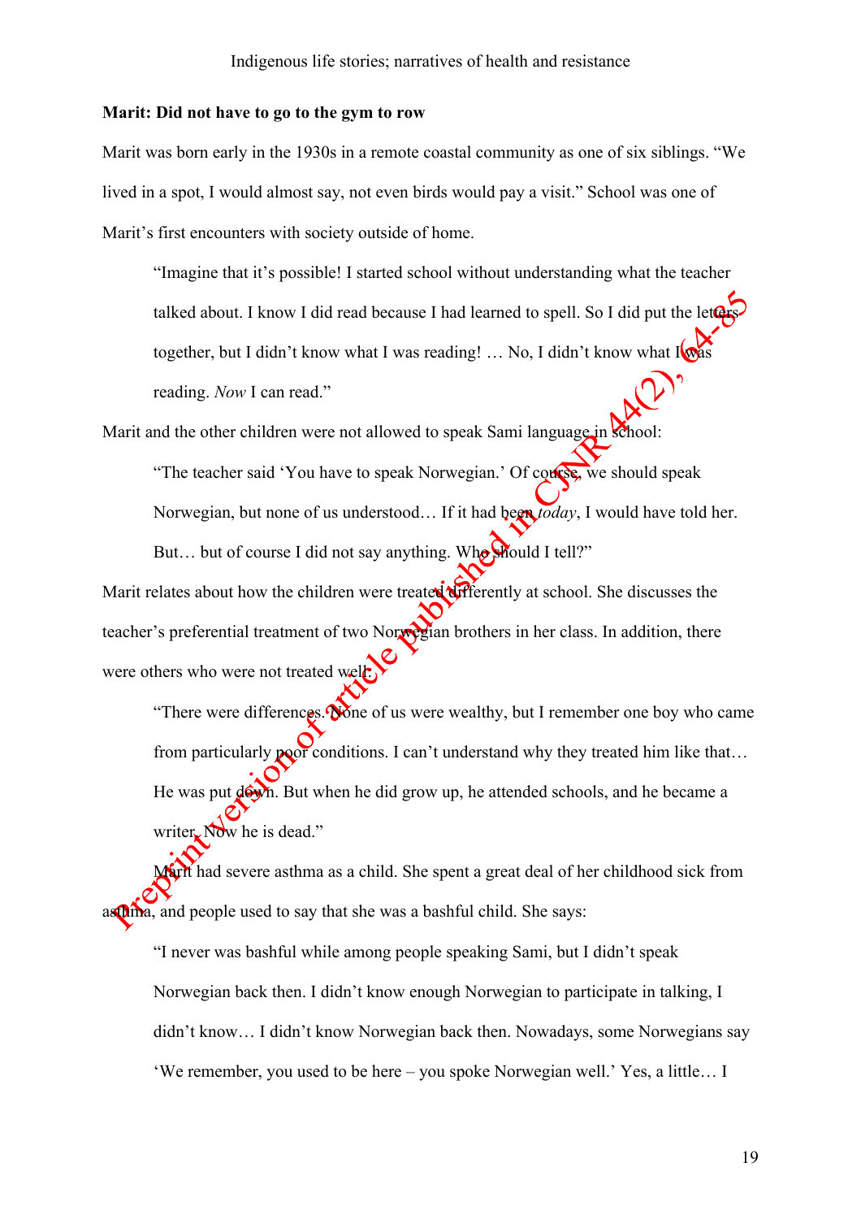**Marit: Did not have to go to the gym to row**

Marit was born early in the 1930s in a remote coastal community as one of six siblings. "We lived in a spot, I would almost say, not even birds would pay a visit." School was one of Marit's first encounters with society outside of home.

> "Imagine that it's possible! I started school without understanding what the teacher talked about. I know I did read because I had learned to spell. So I did put the letters together, but I didn't know what I was reading! … No, I didn't know what I was reading. *Now* I can read."

Marit and the other children were not allowed to speak Sami language in school:

> "The teacher said 'You have to speak Norwegian.' Of course, we should speak Norwegian, but none of us understood… If it had been *today*, I would have told her. But… but of course I did not say anything. Who should I tell?"

Marit relates about how the children were treated differently at school. She discusses the teacher's preferential treatment of two Norwegian brothers in her class. In addition, there were others who were not treated well:

> "There were differences. None of us were wealthy, but I remember one boy who came from particularly poor conditions. I can't understand why they treated him like that… He was put down. But when he did grow up, he attended schools, and he became a writer. Now he is dead."

Marit had severe asthma as a child. She spent a great deal of her childhood sick from asthma, and people used to say that she was a bashful child. She says:

> "I never was bashful while among people speaking Sami, but I didn't speak Norwegian back then. I didn't know enough Norwegian to participate in talking, I didn't know… I didn't know Norwegian back then. Nowadays, some Norwegians say 'We remember, you used to be here – you spoke Norwegian well.' Yes, a little… I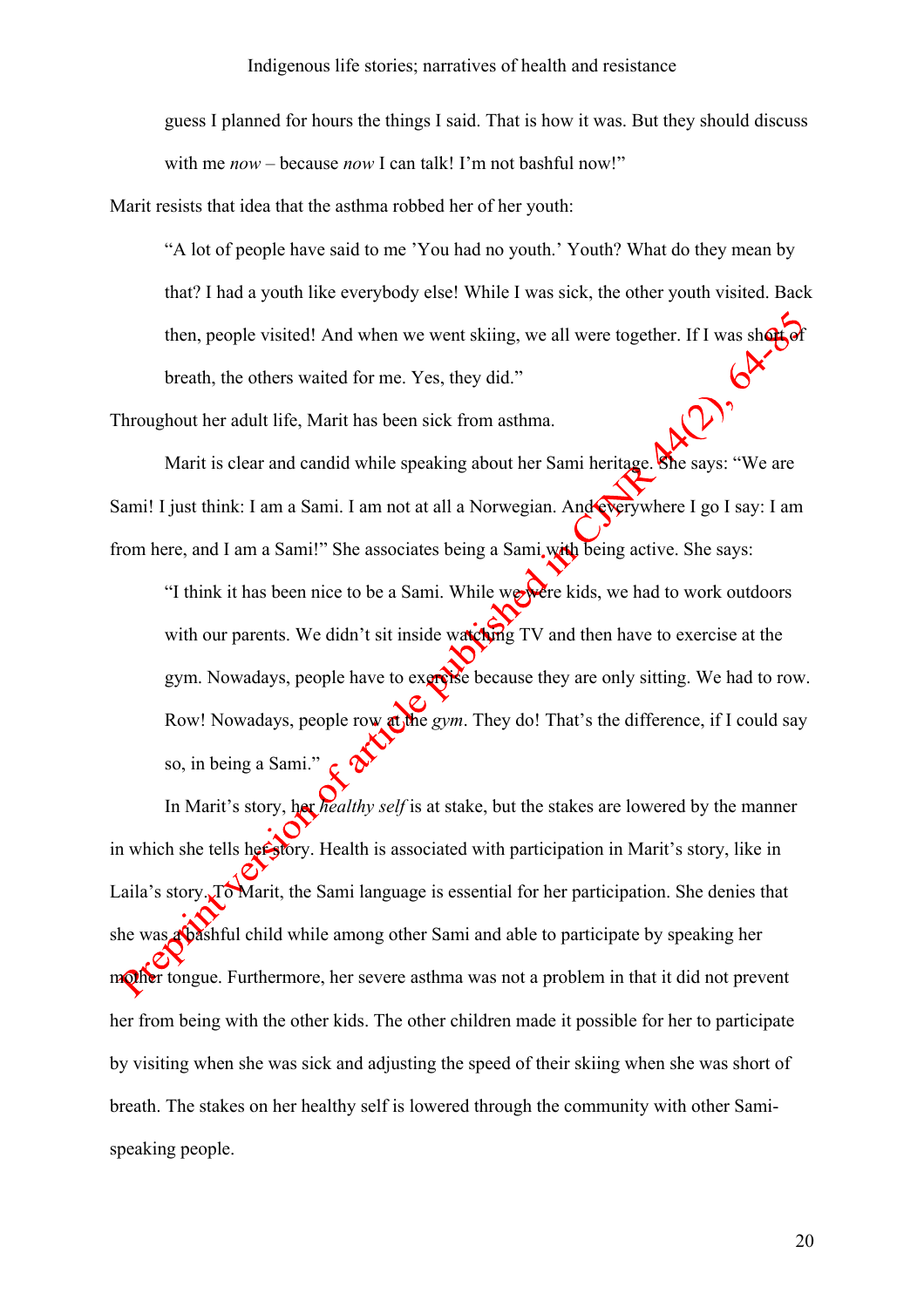> guess I planned for hours the things I said. That is how it was. But they should discuss with me *now* – because *now* I can talk! I'm not bashful now!"

Marit resists that idea that the asthma robbed her of her youth:

> "A lot of people have said to me 'You had no youth.' Youth? What do they mean by that? I had a youth like everybody else! While I was sick, the other youth visited. Back then, people visited! And when we went skiing, we all were together. If I was short of breath, the others waited for me. Yes, they did."

Throughout her adult life, Marit has been sick from asthma.

Marit is clear and candid while speaking about her Sami heritage. She says: "We are Sami! I just think: I am a Sami. I am not at all a Norwegian. And everywhere I go I say: I am from here, and I am a Sami!" She associates being a Sami with being active. She says:

> "I think it has been nice to be a Sami. While we were kids, we had to work outdoors with our parents. We didn't sit inside watching TV and then have to exercise at the gym. Nowadays, people have to exercise because they are only sitting. We had to row. Row! Nowadays, people row at the *gym*. They do! That's the difference, if I could say so, in being a Sami."

In Marit's story, her *healthy self* is at stake, but the stakes are lowered by the manner in which she tells her story. Health is associated with participation in Marit's story, like in Laila's story. To Marit, the Sami language is essential for her participation. She denies that she was a bashful child while among other Sami and able to participate by speaking her mother tongue. Furthermore, her severe asthma was not a problem in that it did not prevent her from being with the other kids. The other children made it possible for her to participate by visiting when she was sick and adjusting the speed of their skiing when she was short of breath. The stakes on her healthy self is lowered through the community with other Sami-speaking people.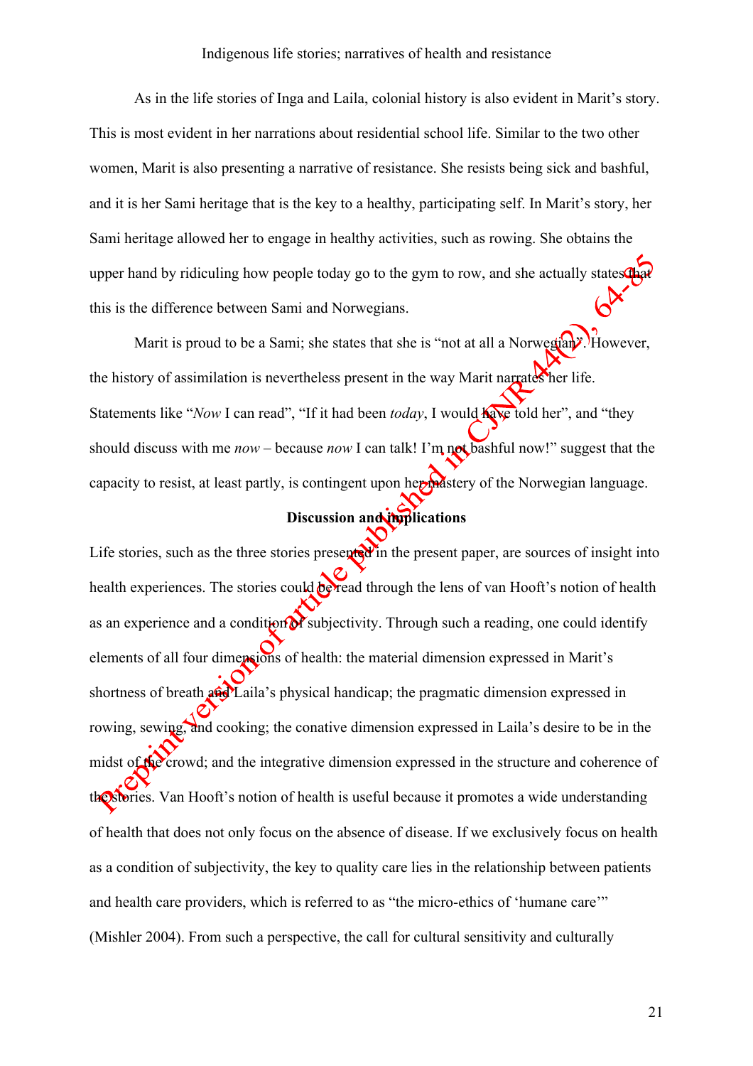As in the life stories of Inga and Laila, colonial history is also evident in Marit's story. This is most evident in her narrations about residential school life. Similar to the two other women, Marit is also presenting a narrative of resistance. She resists being sick and bashful, and it is her Sami heritage that is the key to a healthy, participating self. In Marit's story, her Sami heritage allowed her to engage in healthy activities, such as rowing. She obtains the upper hand by ridiculing how people today go to the gym to row, and she actually states that this is the difference between Sami and Norwegians.

Marit is proud to be a Sami; she states that she is "not at all a Norwegian". However, the history of assimilation is nevertheless present in the way Marit narrates her life. Statements like "*Now* I can read", "If it had been *today*, I would have told her", and "they should discuss with me *now* – because *now* I can talk! I'm not bashful now!" suggest that the capacity to resist, at least partly, is contingent upon her mastery of the Norwegian language.

## Discussion and implications

Life stories, such as the three stories presented in the present paper, are sources of insight into health experiences. The stories could be read through the lens of van Hooft's notion of health as an experience and a condition of subjectivity. Through such a reading, one could identify elements of all four dimensions of health: the material dimension expressed in Marit's shortness of breath and Laila's physical handicap; the pragmatic dimension expressed in rowing, sewing, and cooking; the conative dimension expressed in Laila's desire to be in the midst of the crowd; and the integrative dimension expressed in the structure and coherence of the stories. Van Hooft's notion of health is useful because it promotes a wide understanding of health that does not only focus on the absence of disease. If we exclusively focus on health as a condition of subjectivity, the key to quality care lies in the relationship between patients and health care providers, which is referred to as "the micro-ethics of 'humane care'" (Mishler 2004). From such a perspective, the call for cultural sensitivity and culturally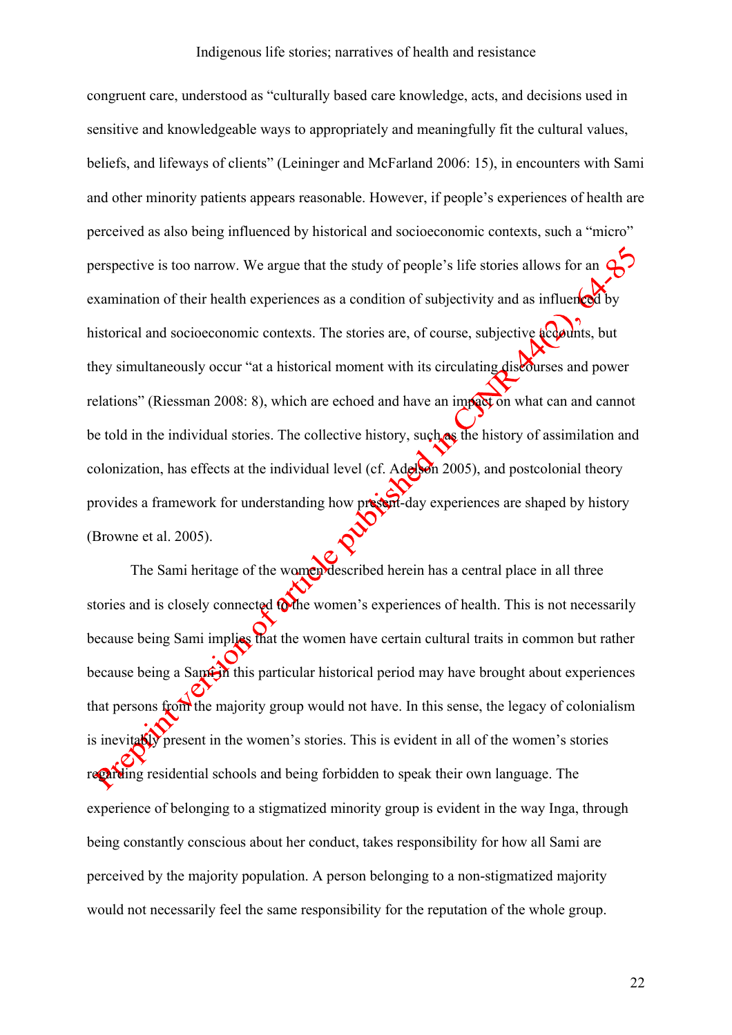congruent care, understood as "culturally based care knowledge, acts, and decisions used in sensitive and knowledgeable ways to appropriately and meaningfully fit the cultural values, beliefs, and lifeways of clients" (Leininger and McFarland 2006: 15), in encounters with Sami and other minority patients appears reasonable. However, if people's experiences of health are perceived as also being influenced by historical and socioeconomic contexts, such a "micro" perspective is too narrow. We argue that the study of people's life stories allows for an examination of their health experiences as a condition of subjectivity and as influenced by historical and socioeconomic contexts. The stories are, of course, subjective accounts, but they simultaneously occur "at a historical moment with its circulating discourses and power relations" (Riessman 2008: 8), which are echoed and have an impact on what can and cannot be told in the individual stories. The collective history, such as the history of assimilation and colonization, has effects at the individual level (cf. Adelson 2005), and postcolonial theory provides a framework for understanding how present-day experiences are shaped by history (Browne et al. 2005).

The Sami heritage of the women described herein has a central place in all three stories and is closely connected to the women's experiences of health. This is not necessarily because being Sami implies that the women have certain cultural traits in common but rather because being a Sami in this particular historical period may have brought about experiences that persons from the majority group would not have. In this sense, the legacy of colonialism is inevitably present in the women's stories. This is evident in all of the women's stories regarding residential schools and being forbidden to speak their own language. The experience of belonging to a stigmatized minority group is evident in the way Inga, through being constantly conscious about her conduct, takes responsibility for how all Sami are perceived by the majority population. A person belonging to a non-stigmatized majority would not necessarily feel the same responsibility for the reputation of the whole group.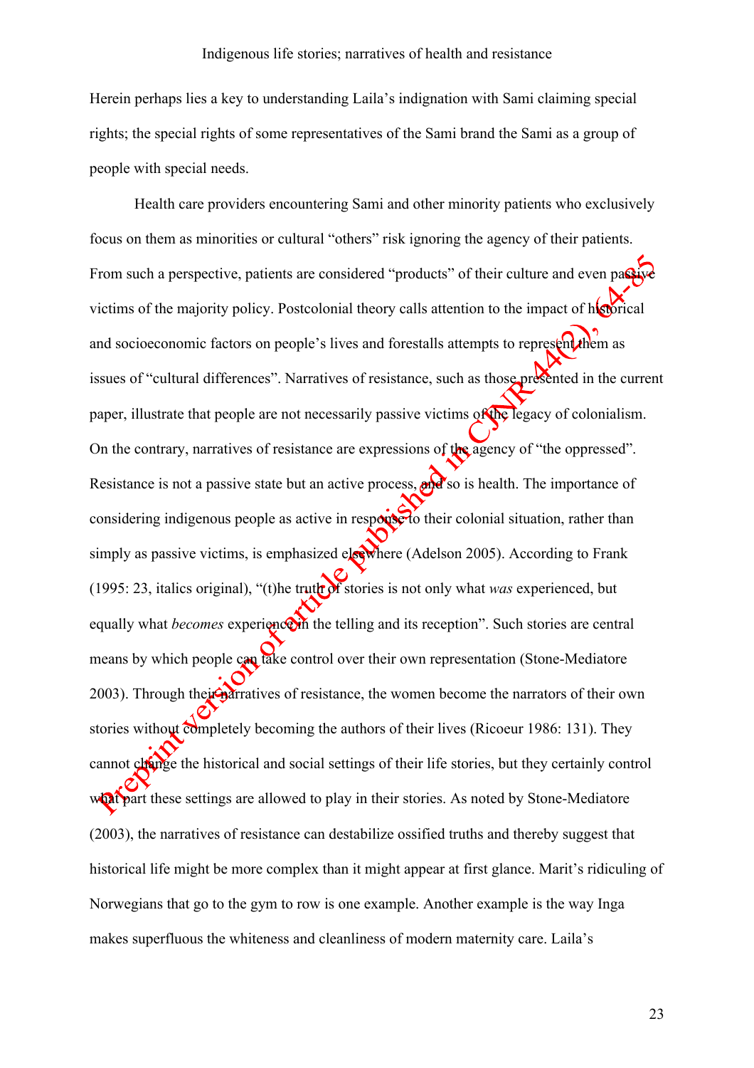Herein perhaps lies a key to understanding Laila's indignation with Sami claiming special rights; the special rights of some representatives of the Sami brand the Sami as a group of people with special needs.

Health care providers encountering Sami and other minority patients who exclusively focus on them as minorities or cultural "others" risk ignoring the agency of their patients. From such a perspective, patients are considered "products" of their culture and even passive victims of the majority policy. Postcolonial theory calls attention to the impact of historical and socioeconomic factors on people's lives and forestalls attempts to represent them as issues of "cultural differences". Narratives of resistance, such as those presented in the current paper, illustrate that people are not necessarily passive victims of the legacy of colonialism. On the contrary, narratives of resistance are expressions of the agency of "the oppressed". Resistance is not a passive state but an active process, and so is health. The importance of considering indigenous people as active in response to their colonial situation, rather than simply as passive victims, is emphasized elsewhere (Adelson 2005). According to Frank (1995: 23, italics original), "(t)he truth of stories is not only what *was* experienced, but equally what *becomes* experience in the telling and its reception". Such stories are central means by which people can take control over their own representation (Stone-Mediatore 2003). Through their narratives of resistance, the women become the narrators of their own stories without completely becoming the authors of their lives (Ricoeur 1986: 131). They cannot change the historical and social settings of their life stories, but they certainly control what part these settings are allowed to play in their stories. As noted by Stone-Mediatore (2003), the narratives of resistance can destabilize ossified truths and thereby suggest that historical life might be more complex than it might appear at first glance. Marit's ridiculing of Norwegians that go to the gym to row is one example. Another example is the way Inga makes superfluous the whiteness and cleanliness of modern maternity care. Laila's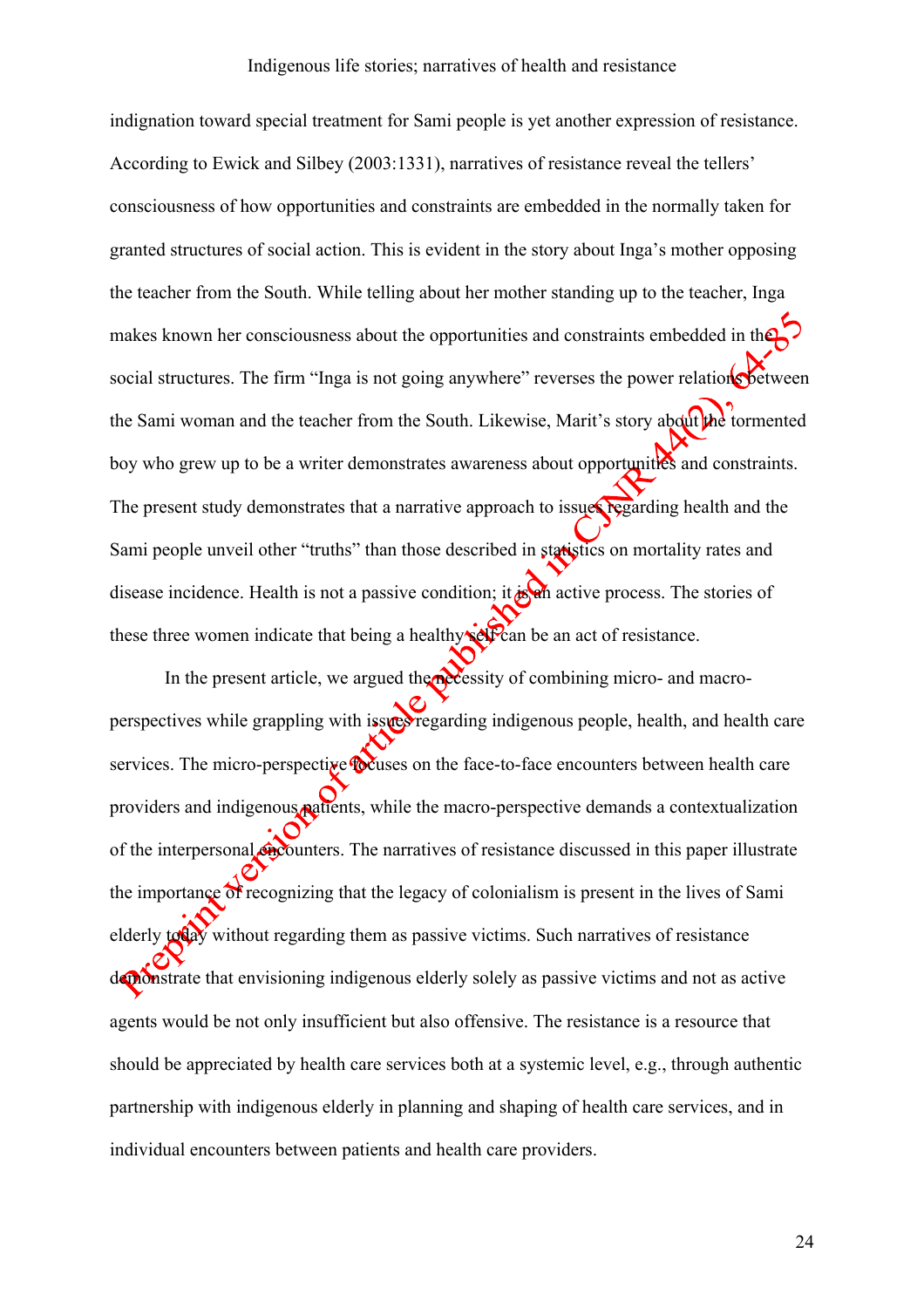indignation toward special treatment for Sami people is yet another expression of resistance. According to Ewick and Silbey (2003:1331), narratives of resistance reveal the tellers' consciousness of how opportunities and constraints are embedded in the normally taken for granted structures of social action. This is evident in the story about Inga's mother opposing the teacher from the South. While telling about her mother standing up to the teacher, Inga makes known her consciousness about the opportunities and constraints embedded in the social structures. The firm "Inga is not going anywhere" reverses the power relations between the Sami woman and the teacher from the South. Likewise, Marit's story about the tormented boy who grew up to be a writer demonstrates awareness about opportunities and constraints. The present study demonstrates that a narrative approach to issues regarding health and the Sami people unveil other "truths" than those described in statistics on mortality rates and disease incidence. Health is not a passive condition; it is an active process. The stories of these three women indicate that being a healthy self can be an act of resistance.

In the present article, we argued the necessity of combining micro- and macro-perspectives while grappling with issues regarding indigenous people, health, and health care services. The micro-perspective focuses on the face-to-face encounters between health care providers and indigenous patients, while the macro-perspective demands a contextualization of the interpersonal encounters. The narratives of resistance discussed in this paper illustrate the importance of recognizing that the legacy of colonialism is present in the lives of Sami elderly today without regarding them as passive victims. Such narratives of resistance demonstrate that envisioning indigenous elderly solely as passive victims and not as active agents would be not only insufficient but also offensive. The resistance is a resource that should be appreciated by health care services both at a systemic level, e.g., through authentic partnership with indigenous elderly in planning and shaping of health care services, and in individual encounters between patients and health care providers.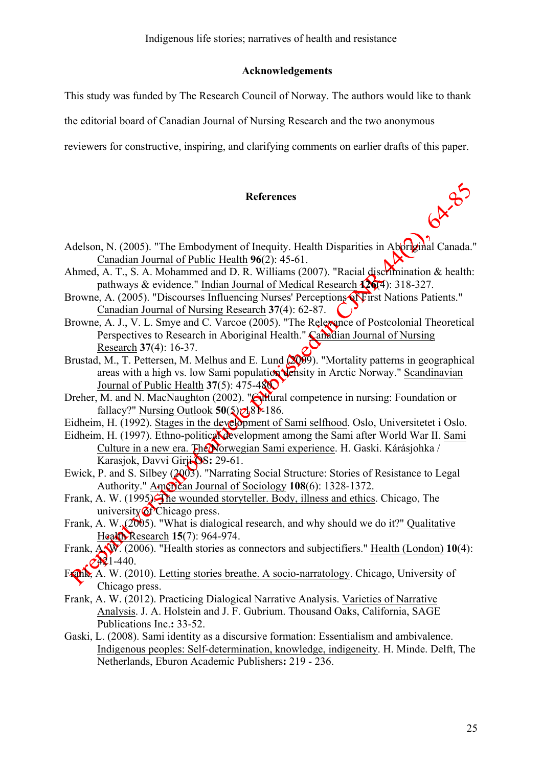## Acknowledgements

This study was funded by The Research Council of Norway. The authors would like to thank the editorial board of Canadian Journal of Nursing Research and the two anonymous reviewers for constructive, inspiring, and clarifying comments on earlier drafts of this paper.

## References

Adelson, N. (2005). "The Embodyment of Inequity. Health Disparities in Aboriginal Canada." Canadian Journal of Public Health **96**(2): 45-61.

Ahmed, A. T., S. A. Mohammed and D. R. Williams (2007). "Racial discrimination & health: pathways & evidence." Indian Journal of Medical Research **126**(4): 318-327.

Browne, A. (2005). "Discourses Influencing Nurses' Perceptions of First Nations Patients." Canadian Journal of Nursing Research **37**(4): 62-87.

Browne, A. J., V. L. Smye and C. Varcoe (2005). "The Relevance of Postcolonial Theoretical Perspectives to Research in Aboriginal Health." Canadian Journal of Nursing Research **37**(4): 16-37.

Brustad, M., T. Pettersen, M. Melhus and E. Lund (2009). "Mortality patterns in geographical areas with a high vs. low Sami population density in Arctic Norway." Scandinavian Journal of Public Health **37**(5): 475-480.

Dreher, M. and N. MacNaughton (2002). "Cultural competence in nursing: Foundation or fallacy?" Nursing Outlook **50**(5): 181-186.

Eidheim, H. (1992). Stages in the development of Sami selfhood. Oslo, Universitetet i Oslo.

Eidheim, H. (1997). Ethno-political development among the Sami after World War II. Sami Culture in a new era. The Norwegian Sami experience. H. Gaski. Kárásjohka / Karasjok, Davvi Girji OS**:** 29-61.

Ewick, P. and S. Silbey (2003). "Narrating Social Structure: Stories of Resistance to Legal Authority." American Journal of Sociology **108**(6): 1328-1372.

Frank, A. W. (1995). The wounded storyteller. Body, illness and ethics. Chicago, The university of Chicago press.

Frank, A. W. (2005). "What is dialogical research, and why should we do it?" Qualitative Health Research **15**(7): 964-974.

Frank, A. W. (2006). "Health stories as connectors and subjectifiers." Health (London) **10**(4): 421-440.

Frank, A. W. (2010). Letting stories breathe. A socio-narratology. Chicago, University of Chicago press.

Frank, A. W. (2012). Practicing Dialogical Narrative Analysis. Varieties of Narrative Analysis. J. A. Holstein and J. F. Gubrium. Thousand Oaks, California, SAGE Publications Inc.**:** 33-52.

Gaski, L. (2008). Sami identity as a discursive formation: Essentialism and ambivalence. Indigenous peoples: Self-determination, knowledge, indigeneity. H. Minde. Delft, The Netherlands, Eburon Academic Publishers**:** 219 - 236.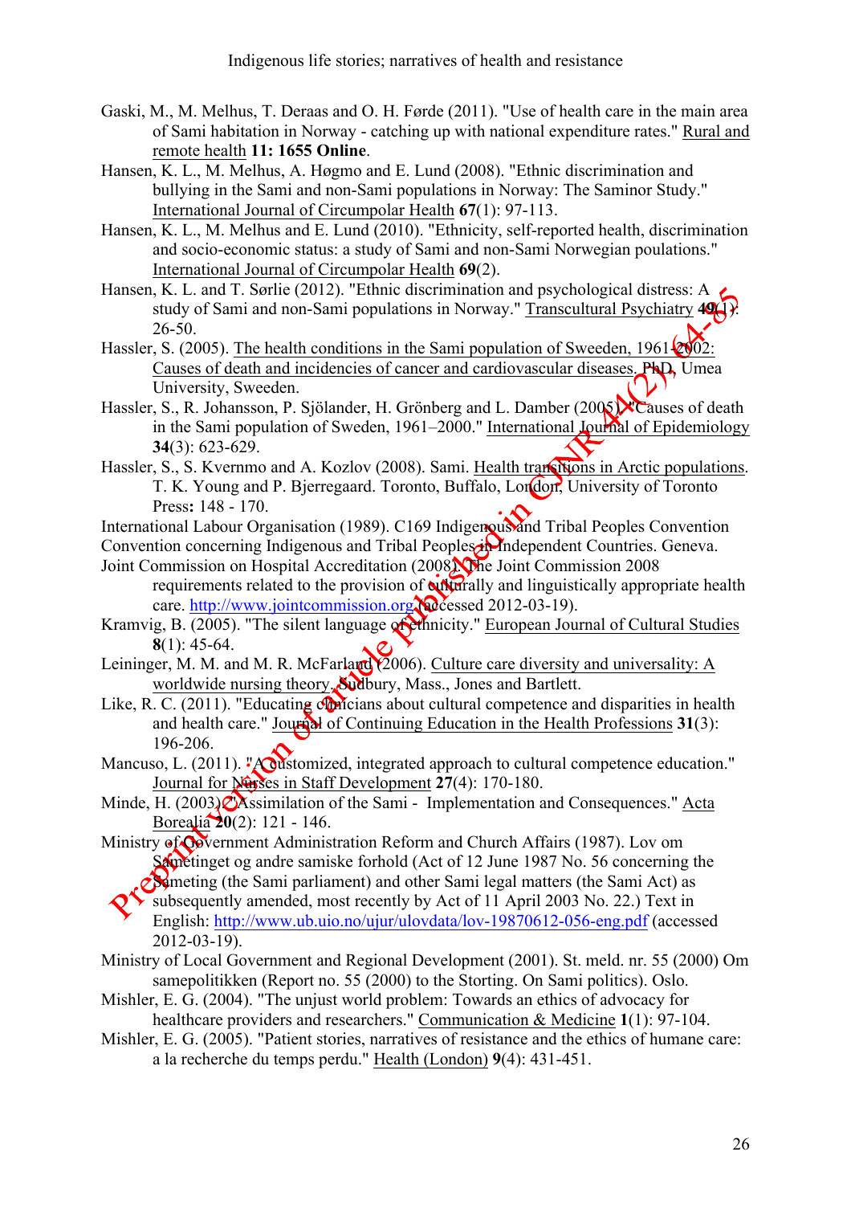Gaski, M., M. Melhus, T. Deraas and O. H. Førde (2011). "Use of health care in the main area of Sami habitation in Norway - catching up with national expenditure rates." Rural and remote health **11: 1655 Online**.

Hansen, K. L., M. Melhus, A. Høgmo and E. Lund (2008). "Ethnic discrimination and bullying in the Sami and non-Sami populations in Norway: The Saminor Study." International Journal of Circumpolar Health **67**(1): 97-113.

Hansen, K. L., M. Melhus and E. Lund (2010). "Ethnicity, self-reported health, discrimination and socio-economic status: a study of Sami and non-Sami Norwegian poulations." International Journal of Circumpolar Health **69**(2).

Hansen, K. L. and T. Sørlie (2012). "Ethnic discrimination and psychological distress: A study of Sami and non-Sami populations in Norway." Transcultural Psychiatry **49**(1): 26-50.

Hassler, S. (2005). The health conditions in the Sami population of Sweeden, 1961-2002: Causes of death and incidencies of cancer and cardiovascular diseases. PhD, Umea University, Sweeden.

Hassler, S., R. Johansson, P. Sjölander, H. Grönberg and L. Damber (2005). "Causes of death in the Sami population of Sweden, 1961–2000." International Journal of Epidemiology **34**(3): 623-629.

Hassler, S., S. Kvernmo and A. Kozlov (2008). Sami. Health transitions in Arctic populations. T. K. Young and P. Bjerregaard. Toronto, Buffalo, London, University of Toronto Press**:** 148 - 170.

International Labour Organisation (1989). C169 Indigenous and Tribal Peoples Convention Convention concerning Indigenous and Tribal Peoples in Independent Countries. Geneva.

Joint Commission on Hospital Accreditation (2008). The Joint Commission 2008 requirements related to the provision of culturally and linguistically appropriate health care. http://www.jointcommission.org (accessed 2012-03-19).

Kramvig, B. (2005). "The silent language of ethnicity." European Journal of Cultural Studies **8**(1): 45-64.

Leininger, M. M. and M. R. McFarland (2006). Culture care diversity and universality: A worldwide nursing theory. Sudbury, Mass., Jones and Bartlett.

Like, R. C. (2011). "Educating clinicians about cultural competence and disparities in health and health care." Journal of Continuing Education in the Health Professions **31**(3): 196-206.

Mancuso, L. (2011). "A customized, integrated approach to cultural competence education." Journal for Nurses in Staff Development **27**(4): 170-180.

Minde, H. (2003). "Assimilation of the Sami - Implementation and Consequences." Acta Borealia **20**(2): 121 - 146.

Ministry of Government Administration Reform and Church Affairs (1987). Lov om Sametinget og andre samiske forhold (Act of 12 June 1987 No. 56 concerning the Sameting (the Sami parliament) and other Sami legal matters (the Sami Act) as subsequently amended, most recently by Act of 11 April 2003 No. 22.) Text in English: http://www.ub.uio.no/ujur/ulovdata/lov-19870612-056-eng.pdf (accessed 2012-03-19).

Ministry of Local Government and Regional Development (2001). St. meld. nr. 55 (2000) Om samepolitikken (Report no. 55 (2000) to the Storting. On Sami politics). Oslo.

Mishler, E. G. (2004). "The unjust world problem: Towards an ethics of advocacy for healthcare providers and researchers." Communication & Medicine **1**(1): 97-104.

Mishler, E. G. (2005). "Patient stories, narratives of resistance and the ethics of humane care: a la recherche du temps perdu." Health (London) **9**(4): 431-451.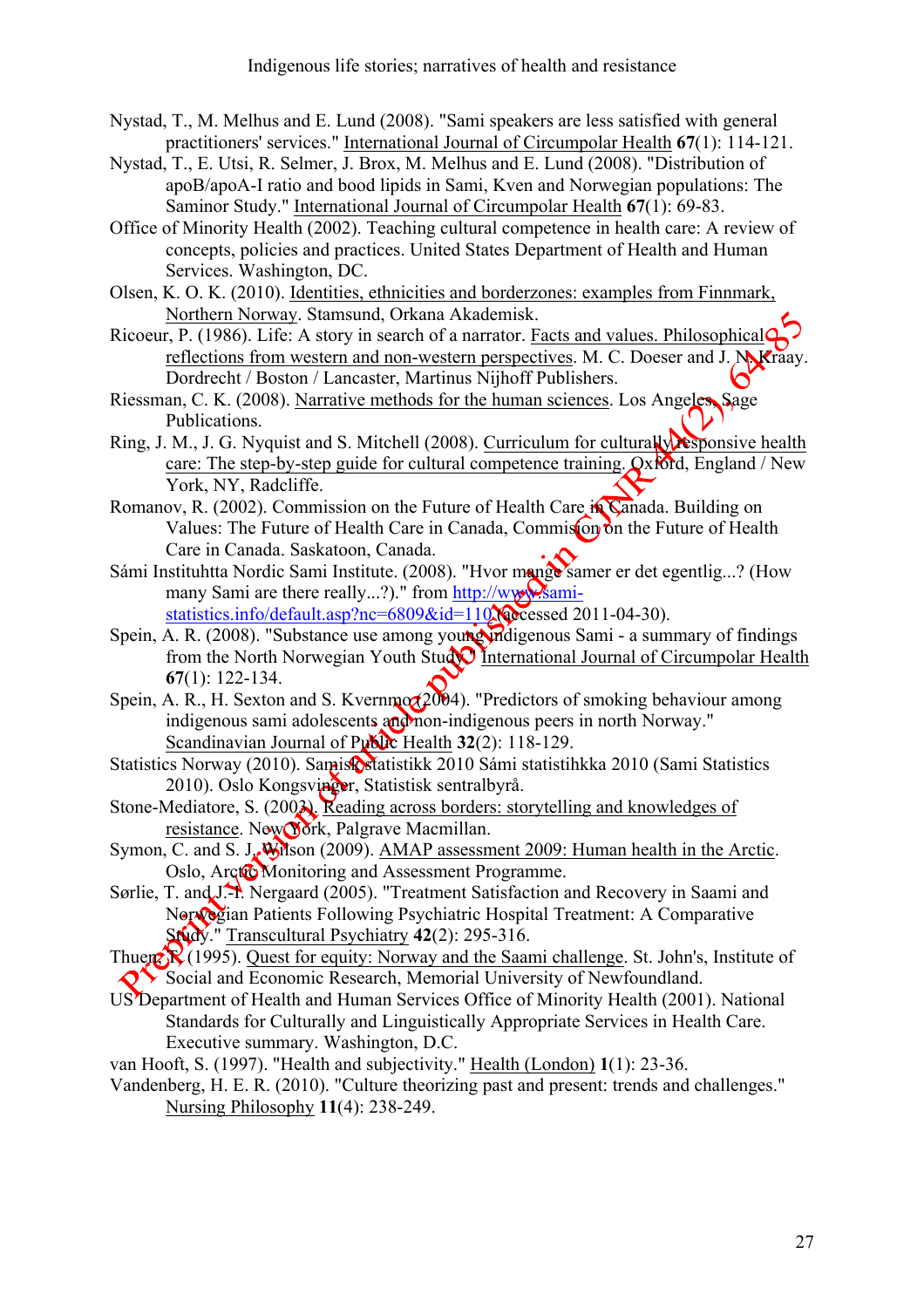Nystad, T., M. Melhus and E. Lund (2008). "Sami speakers are less satisfied with general practitioners' services." International Journal of Circumpolar Health **67**(1): 114-121.

Nystad, T., E. Utsi, R. Selmer, J. Brox, M. Melhus and E. Lund (2008). "Distribution of apoB/apoA-I ratio and bood lipids in Sami, Kven and Norwegian populations: The Saminor Study." International Journal of Circumpolar Health **67**(1): 69-83.

Office of Minority Health (2002). Teaching cultural competence in health care: A review of concepts, policies and practices. United States Department of Health and Human Services. Washington, DC.

Olsen, K. O. K. (2010). Identities, ethnicities and borderzones: examples from Finnmark, Northern Norway. Stamsund, Orkana Akademisk.

Ricoeur, P. (1986). Life: A story in search of a narrator. Facts and values. Philosophical reflections from western and non-western perspectives. M. C. Doeser and J. N. Kraay. Dordrecht / Boston / Lancaster, Martinus Nijhoff Publishers.

Riessman, C. K. (2008). Narrative methods for the human sciences. Los Angeles, Sage Publications.

Ring, J. M., J. G. Nyquist and S. Mitchell (2008). Curriculum for culturally responsive health care: The step-by-step guide for cultural competence training. Oxford, England / New York, NY, Radcliffe.

Romanov, R. (2002). Commission on the Future of Health Care in Canada. Building on Values: The Future of Health Care in Canada, Commission on the Future of Health Care in Canada. Saskatoon, Canada.

Sámi Instituhtta Nordic Sami Institute. (2008). "Hvor mange samer er det egentlig...? (How many Sami are there really...?)." from http://www.sami-statistics.info/default.asp?nc=6809&id=110 (accessed 2011-04-30).

Spein, A. R. (2008). "Substance use among young indigenous Sami - a summary of findings from the North Norwegian Youth Study." International Journal of Circumpolar Health **67**(1): 122-134.

Spein, A. R., H. Sexton and S. Kvernmo (2004). "Predictors of smoking behaviour among indigenous sami adolescents and non-indigenous peers in north Norway." Scandinavian Journal of Public Health **32**(2): 118-129.

Statistics Norway (2010). Samisk statistikk 2010 Sámi statistihkka 2010 (Sami Statistics 2010). Oslo Kongsvinger, Statistisk sentralbyrå.

Stone-Mediatore, S. (2003). Reading across borders: storytelling and knowledges of resistance. New York, Palgrave Macmillan.

Symon, C. and S. J. Wilson (2009). AMAP assessment 2009: Human health in the Arctic. Oslo, Arctic Monitoring and Assessment Programme.

Sørlie, T. and J.-I. Nergaard (2005). "Treatment Satisfaction and Recovery in Saami and Norwegian Patients Following Psychiatric Hospital Treatment: A Comparative Study." Transcultural Psychiatry **42**(2): 295-316.

Thuen, T. (1995). Quest for equity: Norway and the Saami challenge. St. John's, Institute of Social and Economic Research, Memorial University of Newfoundland.

US Department of Health and Human Services Office of Minority Health (2001). National Standards for Culturally and Linguistically Appropriate Services in Health Care. Executive summary. Washington, D.C.

van Hooft, S. (1997). "Health and subjectivity." Health (London) **1**(1): 23-36.

Vandenberg, H. E. R. (2010). "Culture theorizing past and present: trends and challenges." Nursing Philosophy **11**(4): 238-249.